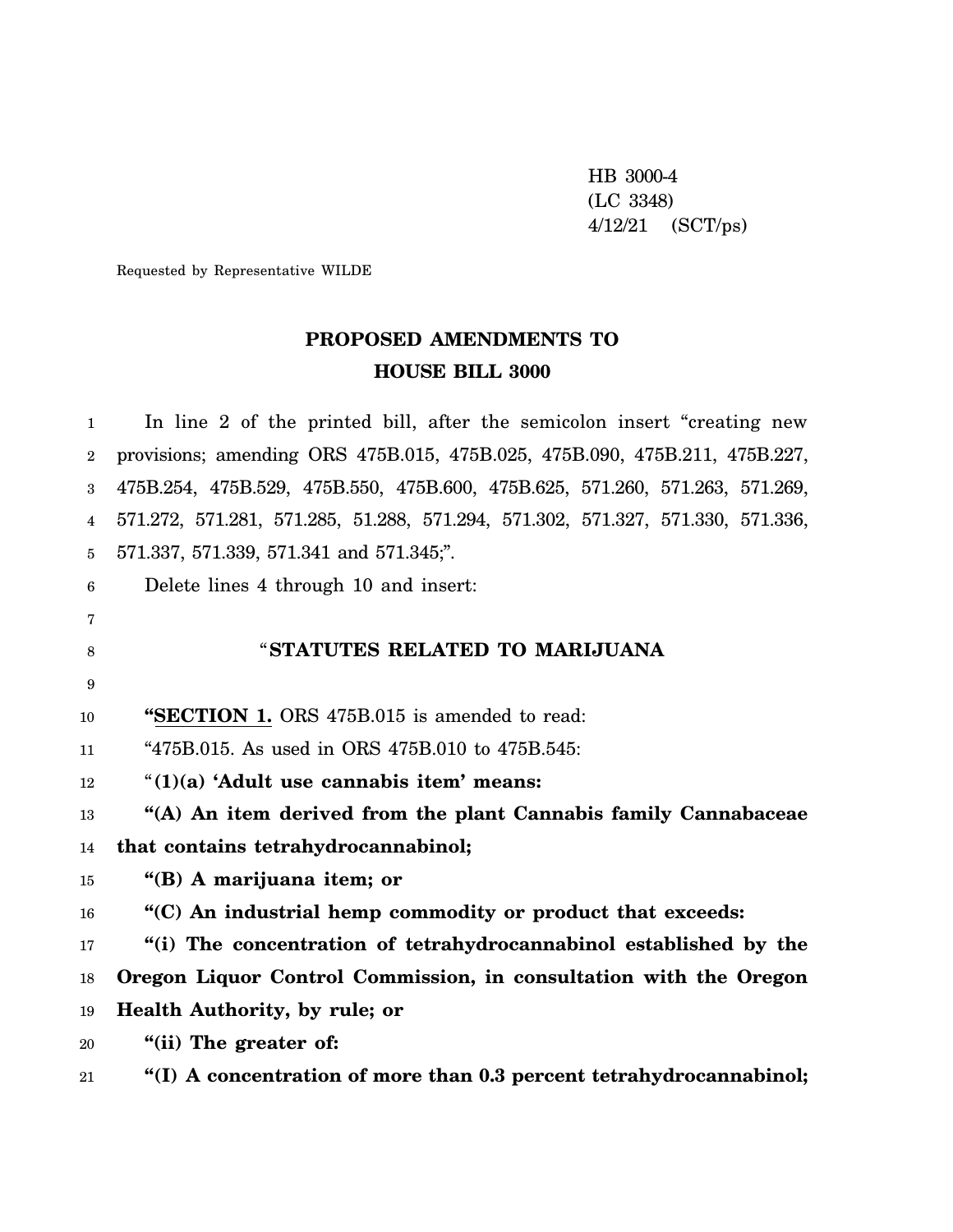HB 3000-4
(LC 3348)
4/12/21 (SCT/ps)

Requested by Representative WILDE

# PROPOSED AMENDMENTS TO HOUSE BILL 3000

In line 2 of the printed bill, after the semicolon insert "creating new provisions; amending ORS 475B.015, 475B.025, 475B.090, 475B.211, 475B.227, 475B.254, 475B.529, 475B.550, 475B.600, 475B.625, 571.260, 571.263, 571.269, 571.272, 571.281, 571.285, 51.288, 571.294, 571.302, 571.327, 571.330, 571.336, 571.337, 571.339, 571.341 and 571.345;".

Delete lines 4 through 10 and insert:

"**STATUTES RELATED TO MARIJUANA**

"**SECTION 1.** ORS 475B.015 is amended to read:

"475B.015. As used in ORS 475B.010 to 475B.545:

"**(1)(a) 'Adult use cannabis item' means:**

"**(A) An item derived from the plant Cannabis family Cannabaceae that contains tetrahydrocannabinol;**

"**(B) A marijuana item; or**

"**(C) An industrial hemp commodity or product that exceeds:**

"**(i) The concentration of tetrahydrocannabinol established by the Oregon Liquor Control Commission, in consultation with the Oregon Health Authority, by rule; or**

"**(ii) The greater of:**

"**(I) A concentration of more than 0.3 percent tetrahydrocannabinol;**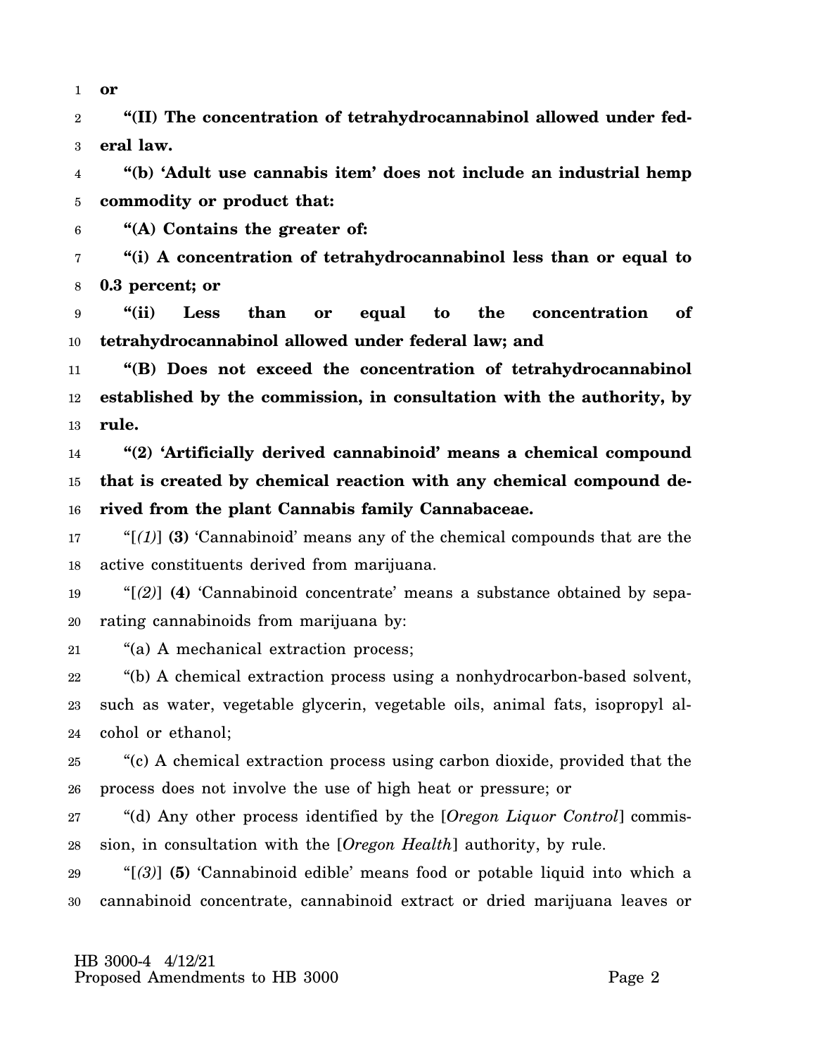**or**

**"(II) The concentration of tetrahydrocannabinol allowed under federal law.**

**"(b) 'Adult use cannabis item' does not include an industrial hemp commodity or product that:**

**"(A) Contains the greater of:**

**"(i) A concentration of tetrahydrocannabinol less than or equal to 0.3 percent; or**

**"(ii) Less than or equal to the concentration of tetrahydrocannabinol allowed under federal law; and**

**"(B) Does not exceed the concentration of tetrahydrocannabinol established by the commission, in consultation with the authority, by rule.**

**"(2) 'Artificially derived cannabinoid' means a chemical compound that is created by chemical reaction with any chemical compound derived from the plant Cannabis family Cannabaceae.**

"[*(1)*] **(3)** 'Cannabinoid' means any of the chemical compounds that are the active constituents derived from marijuana.

"[*(2)*] **(4)** 'Cannabinoid concentrate' means a substance obtained by separating cannabinoids from marijuana by:

"(a) A mechanical extraction process;

"(b) A chemical extraction process using a nonhydrocarbon-based solvent, such as water, vegetable glycerin, vegetable oils, animal fats, isopropyl alcohol or ethanol;

"(c) A chemical extraction process using carbon dioxide, provided that the process does not involve the use of high heat or pressure; or

"(d) Any other process identified by the [*Oregon Liquor Control*] commission, in consultation with the [*Oregon Health*] authority, by rule.

"[*(3)*] **(5)** 'Cannabinoid edible' means food or potable liquid into which a cannabinoid concentrate, cannabinoid extract or dried marijuana leaves or

HB 3000-4 4/12/21
Proposed Amendments to HB 3000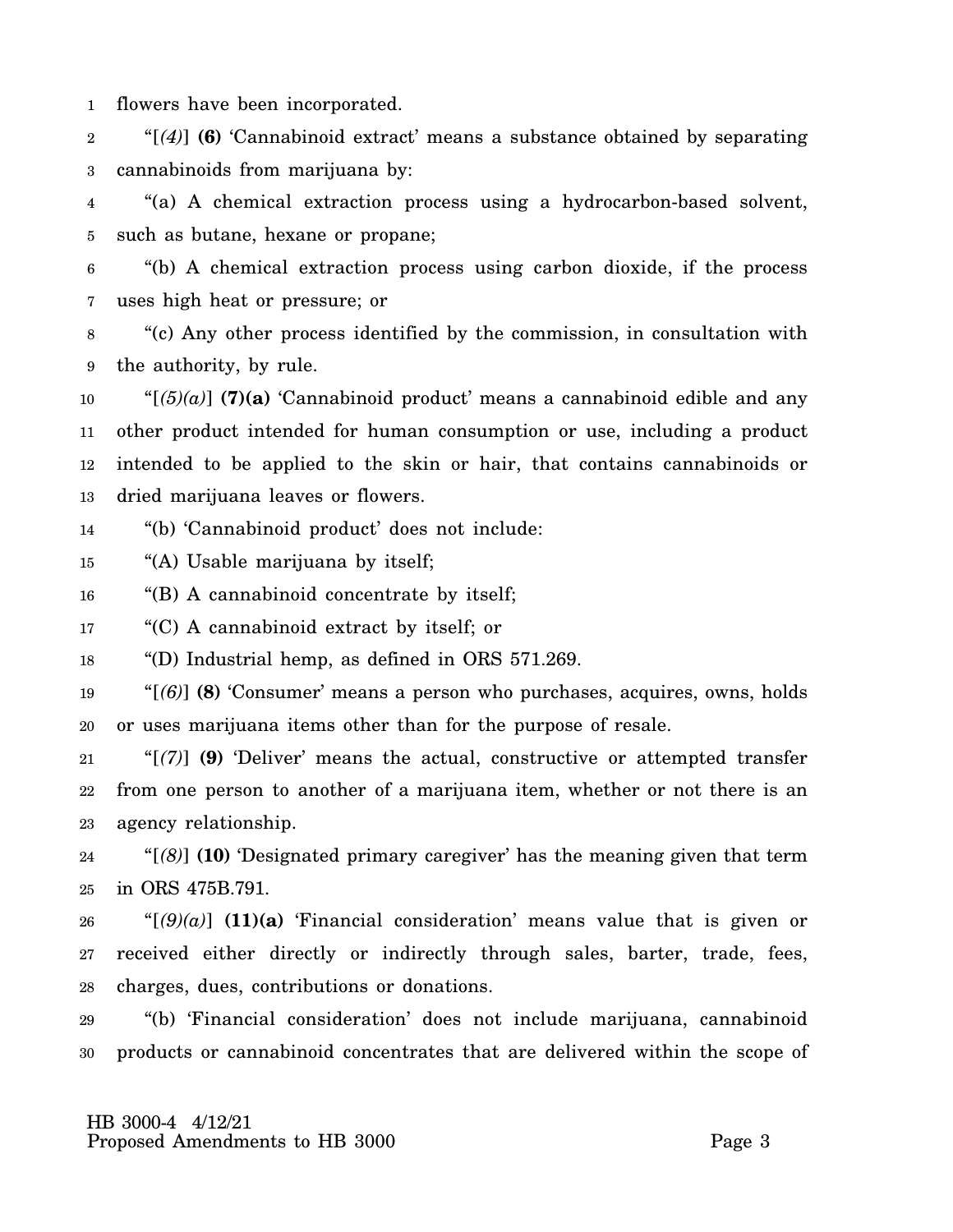flowers have been incorporated.

"[*(4)*] **(6)** 'Cannabinoid extract' means a substance obtained by separating cannabinoids from marijuana by:

"(a) A chemical extraction process using a hydrocarbon-based solvent, such as butane, hexane or propane;

"(b) A chemical extraction process using carbon dioxide, if the process uses high heat or pressure; or

"(c) Any other process identified by the commission, in consultation with the authority, by rule.

"[*(5)(a)*] **(7)(a)** 'Cannabinoid product' means a cannabinoid edible and any other product intended for human consumption or use, including a product intended to be applied to the skin or hair, that contains cannabinoids or dried marijuana leaves or flowers.

"(b) 'Cannabinoid product' does not include:

"(A) Usable marijuana by itself;

"(B) A cannabinoid concentrate by itself;

"(C) A cannabinoid extract by itself; or

"(D) Industrial hemp, as defined in ORS 571.269.

"[*(6)*] **(8)** 'Consumer' means a person who purchases, acquires, owns, holds or uses marijuana items other than for the purpose of resale.

"[*(7)*] **(9)** 'Deliver' means the actual, constructive or attempted transfer from one person to another of a marijuana item, whether or not there is an agency relationship.

"[*(8)*] **(10)** 'Designated primary caregiver' has the meaning given that term in ORS 475B.791.

"[*(9)(a)*] **(11)(a)** 'Financial consideration' means value that is given or received either directly or indirectly through sales, barter, trade, fees, charges, dues, contributions or donations.

"(b) 'Financial consideration' does not include marijuana, cannabinoid products or cannabinoid concentrates that are delivered within the scope of

HB 3000-4 4/12/21
Proposed Amendments to HB 3000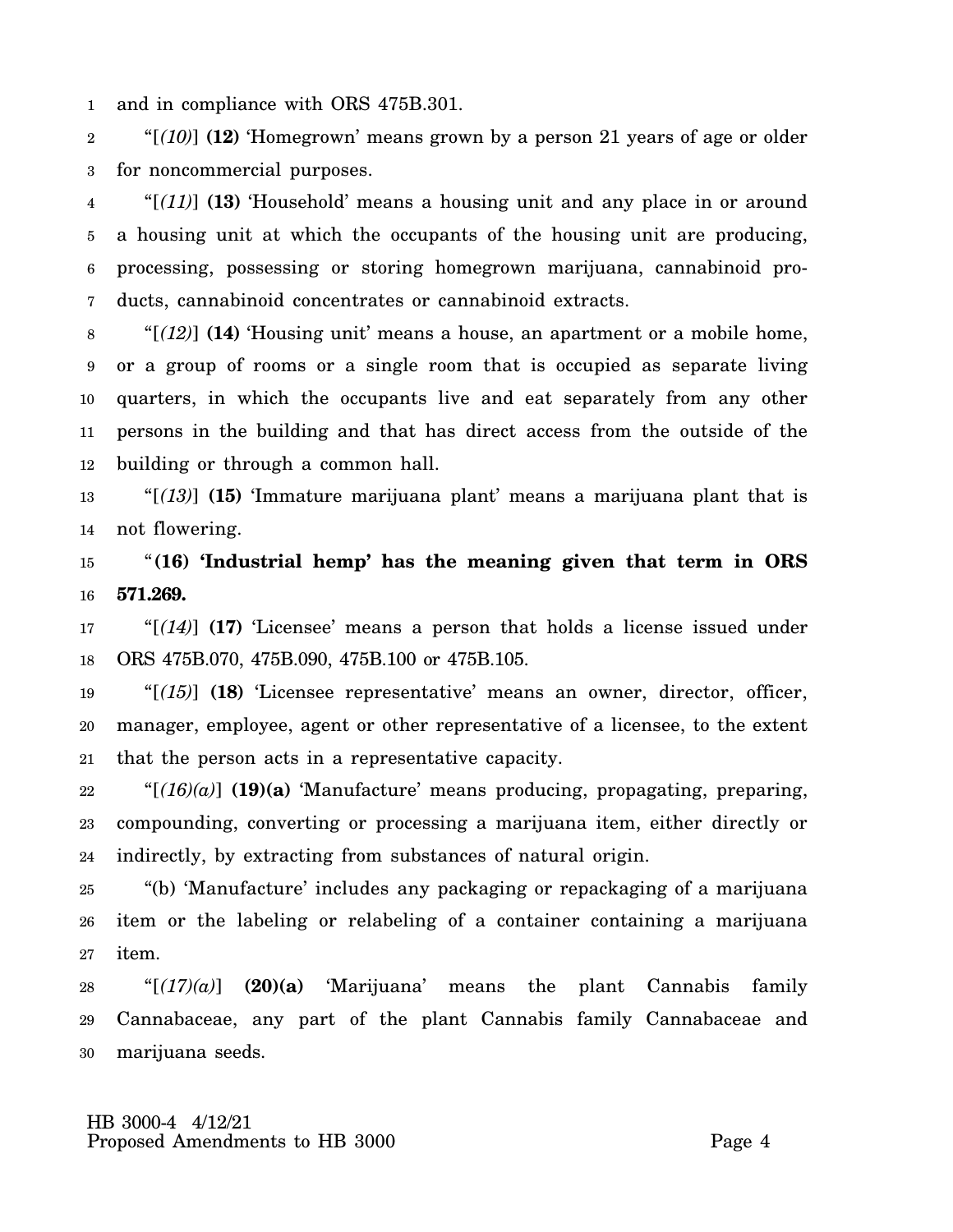and in compliance with ORS 475B.301.

"[*(10)*] **(12)** 'Homegrown' means grown by a person 21 years of age or older for noncommercial purposes.

"[*(11)*] **(13)** 'Household' means a housing unit and any place in or around a housing unit at which the occupants of the housing unit are producing, processing, possessing or storing homegrown marijuana, cannabinoid products, cannabinoid concentrates or cannabinoid extracts.

"[*(12)*] **(14)** 'Housing unit' means a house, an apartment or a mobile home, or a group of rooms or a single room that is occupied as separate living quarters, in which the occupants live and eat separately from any other persons in the building and that has direct access from the outside of the building or through a common hall.

"[*(13)*] **(15)** 'Immature marijuana plant' means a marijuana plant that is not flowering.

"**(16) 'Industrial hemp' has the meaning given that term in ORS 571.269.**

"[*(14)*] **(17)** 'Licensee' means a person that holds a license issued under ORS 475B.070, 475B.090, 475B.100 or 475B.105.

"[*(15)*] **(18)** 'Licensee representative' means an owner, director, officer, manager, employee, agent or other representative of a licensee, to the extent that the person acts in a representative capacity.

"[*(16)(a)*] **(19)(a)** 'Manufacture' means producing, propagating, preparing, compounding, converting or processing a marijuana item, either directly or indirectly, by extracting from substances of natural origin.

"(b) 'Manufacture' includes any packaging or repackaging of a marijuana item or the labeling or relabeling of a container containing a marijuana item.

"[*(17)(a)*] **(20)(a)** 'Marijuana' means the plant Cannabis family Cannabaceae, any part of the plant Cannabis family Cannabaceae and marijuana seeds.

HB 3000-4 4/12/21
Proposed Amendments to HB 3000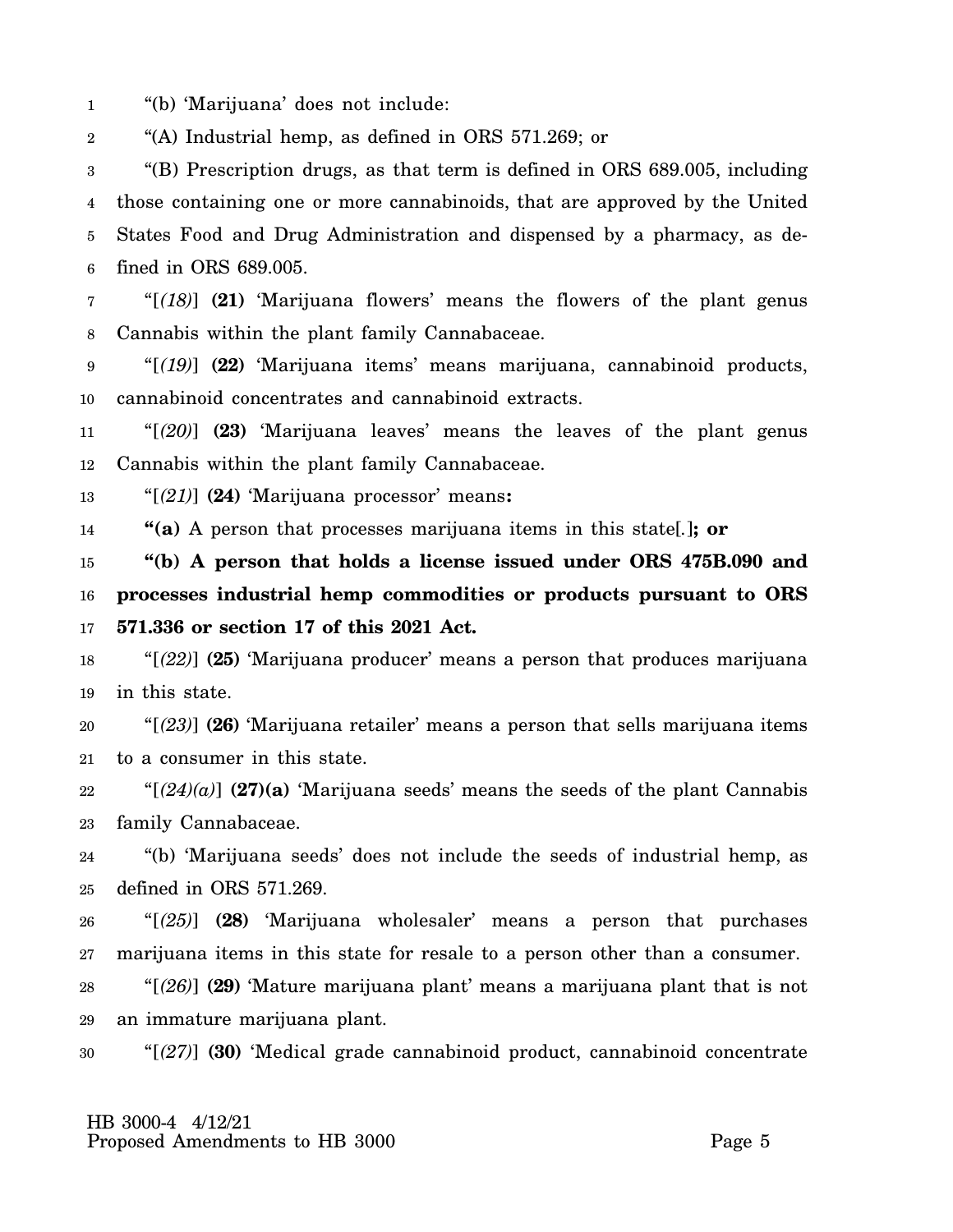"(b) 'Marijuana' does not include:

"(A) Industrial hemp, as defined in ORS 571.269; or

"(B) Prescription drugs, as that term is defined in ORS 689.005, including those containing one or more cannabinoids, that are approved by the United States Food and Drug Administration and dispensed by a pharmacy, as defined in ORS 689.005.

"[*(18)*] **(21)** 'Marijuana flowers' means the flowers of the plant genus Cannabis within the plant family Cannabaceae.

"[*(19)*] **(22)** 'Marijuana items' means marijuana, cannabinoid products, cannabinoid concentrates and cannabinoid extracts.

"[*(20)*] **(23)** 'Marijuana leaves' means the leaves of the plant genus Cannabis within the plant family Cannabaceae.

"[*(21)*] **(24)** 'Marijuana processor' means**:**

**"(a)** A person that processes marijuana items in this state[*.*]**; or**

**"(b) A person that holds a license issued under ORS 475B.090 and processes industrial hemp commodities or products pursuant to ORS 571.336 or section 17 of this 2021 Act.**

"[*(22)*] **(25)** 'Marijuana producer' means a person that produces marijuana in this state.

"[*(23)*] **(26)** 'Marijuana retailer' means a person that sells marijuana items to a consumer in this state.

"[*(24)(a)*] **(27)(a)** 'Marijuana seeds' means the seeds of the plant Cannabis family Cannabaceae.

"(b) 'Marijuana seeds' does not include the seeds of industrial hemp, as defined in ORS 571.269.

"[*(25)*] **(28)** 'Marijuana wholesaler' means a person that purchases marijuana items in this state for resale to a person other than a consumer.

"[*(26)*] **(29)** 'Mature marijuana plant' means a marijuana plant that is not an immature marijuana plant.

"[*(27)*] **(30)** 'Medical grade cannabinoid product, cannabinoid concentrate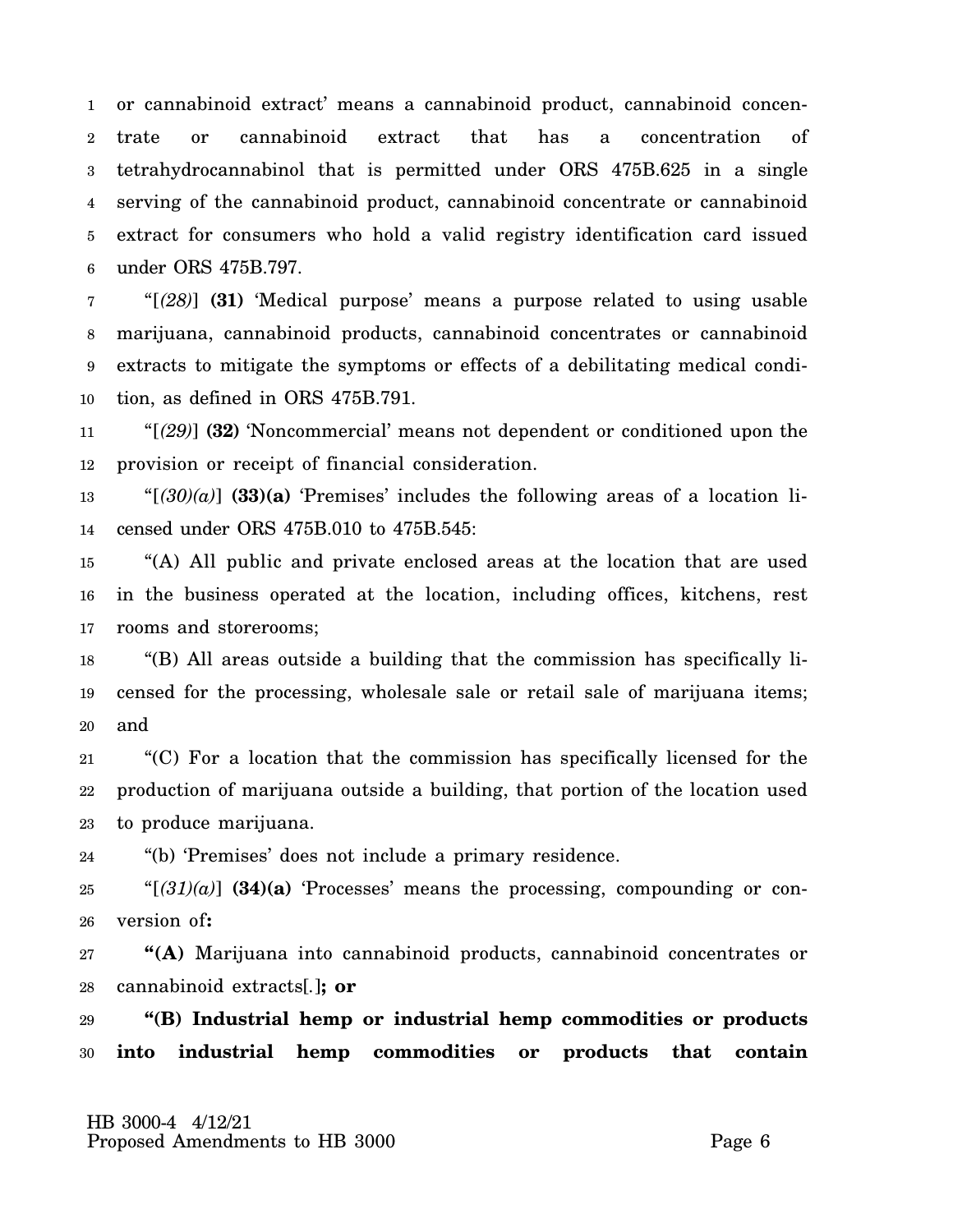or cannabinoid extract' means a cannabinoid product, cannabinoid concentrate or cannabinoid extract that has a concentration of tetrahydrocannabinol that is permitted under ORS 475B.625 in a single serving of the cannabinoid product, cannabinoid concentrate or cannabinoid extract for consumers who hold a valid registry identification card issued under ORS 475B.797.

"[*(28)*] **(31)** 'Medical purpose' means a purpose related to using usable marijuana, cannabinoid products, cannabinoid concentrates or cannabinoid extracts to mitigate the symptoms or effects of a debilitating medical condition, as defined in ORS 475B.791.

"[*(29)*] **(32)** 'Noncommercial' means not dependent or conditioned upon the provision or receipt of financial consideration.

"[*(30)(a)*] **(33)(a)** 'Premises' includes the following areas of a location licensed under ORS 475B.010 to 475B.545:

"(A) All public and private enclosed areas at the location that are used in the business operated at the location, including offices, kitchens, rest rooms and storerooms;

"(B) All areas outside a building that the commission has specifically licensed for the processing, wholesale sale or retail sale of marijuana items; and

"(C) For a location that the commission has specifically licensed for the production of marijuana outside a building, that portion of the location used to produce marijuana.

"(b) 'Premises' does not include a primary residence.

"[*(31)(a)*] **(34)(a)** 'Processes' means the processing, compounding or conversion of**:**

**"(A)** Marijuana into cannabinoid products, cannabinoid concentrates or cannabinoid extracts[.]**; or**

**"(B) Industrial hemp or industrial hemp commodities or products into industrial hemp commodities or products that contain**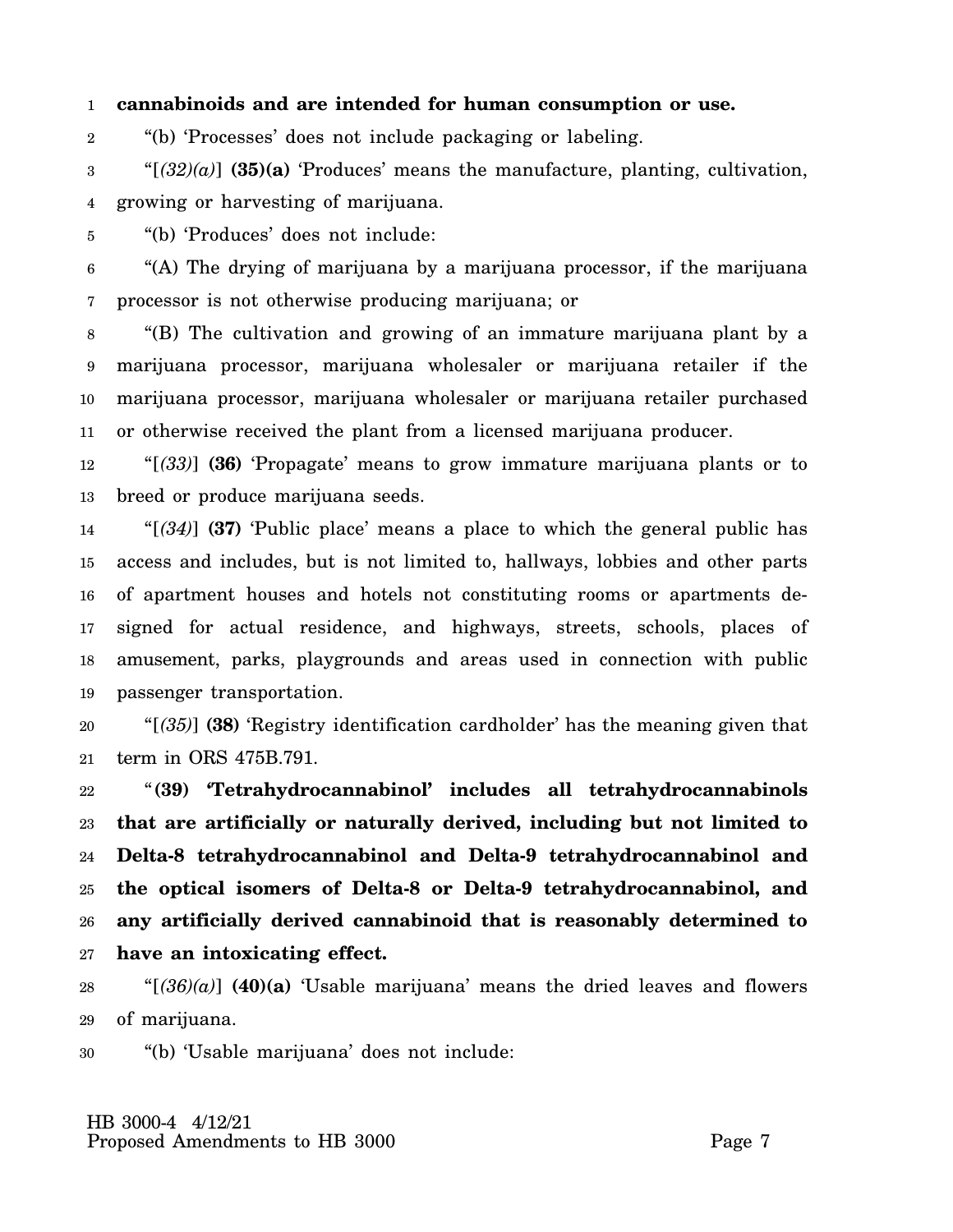**cannabinoids and are intended for human consumption or use.**

"(b) 'Processes' does not include packaging or labeling.

"[*(32)(a)*] **(35)(a)** 'Produces' means the manufacture, planting, cultivation, growing or harvesting of marijuana.

"(b) 'Produces' does not include:

"(A) The drying of marijuana by a marijuana processor, if the marijuana processor is not otherwise producing marijuana; or

"(B) The cultivation and growing of an immature marijuana plant by a marijuana processor, marijuana wholesaler or marijuana retailer if the marijuana processor, marijuana wholesaler or marijuana retailer purchased or otherwise received the plant from a licensed marijuana producer.

"[*(33)*] **(36)** 'Propagate' means to grow immature marijuana plants or to breed or produce marijuana seeds.

"[*(34)*] **(37)** 'Public place' means a place to which the general public has access and includes, but is not limited to, hallways, lobbies and other parts of apartment houses and hotels not constituting rooms or apartments designed for actual residence, and highways, streets, schools, places of amusement, parks, playgrounds and areas used in connection with public passenger transportation.

"[*(35)*] **(38)** 'Registry identification cardholder' has the meaning given that term in ORS 475B.791.

"**(39) 'Tetrahydrocannabinol' includes all tetrahydrocannabinols that are artificially or naturally derived, including but not limited to Delta-8 tetrahydrocannabinol and Delta-9 tetrahydrocannabinol and the optical isomers of Delta-8 or Delta-9 tetrahydrocannabinol, and any artificially derived cannabinoid that is reasonably determined to have an intoxicating effect.**

"[*(36)(a)*] **(40)(a)** 'Usable marijuana' means the dried leaves and flowers of marijuana.

"(b) 'Usable marijuana' does not include: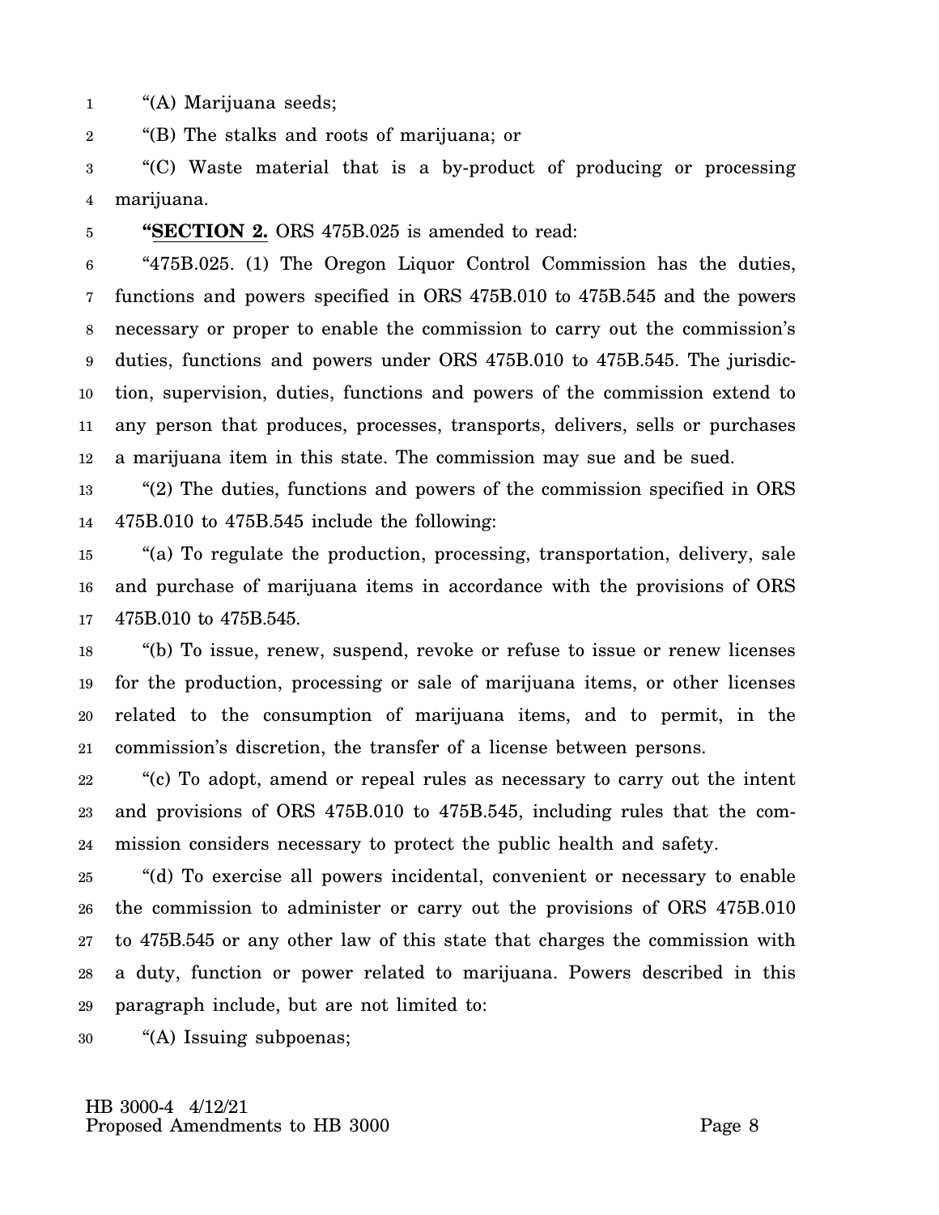"(A) Marijuana seeds;

"(B) The stalks and roots of marijuana; or

"(C) Waste material that is a by-product of producing or processing marijuana.

**"SECTION 2.** ORS 475B.025 is amended to read:

"475B.025. (1) The Oregon Liquor Control Commission has the duties, functions and powers specified in ORS 475B.010 to 475B.545 and the powers necessary or proper to enable the commission to carry out the commission's duties, functions and powers under ORS 475B.010 to 475B.545. The jurisdiction, supervision, duties, functions and powers of the commission extend to any person that produces, processes, transports, delivers, sells or purchases a marijuana item in this state. The commission may sue and be sued.

"(2) The duties, functions and powers of the commission specified in ORS 475B.010 to 475B.545 include the following:

"(a) To regulate the production, processing, transportation, delivery, sale and purchase of marijuana items in accordance with the provisions of ORS 475B.010 to 475B.545.

"(b) To issue, renew, suspend, revoke or refuse to issue or renew licenses for the production, processing or sale of marijuana items, or other licenses related to the consumption of marijuana items, and to permit, in the commission's discretion, the transfer of a license between persons.

"(c) To adopt, amend or repeal rules as necessary to carry out the intent and provisions of ORS 475B.010 to 475B.545, including rules that the commission considers necessary to protect the public health and safety.

"(d) To exercise all powers incidental, convenient or necessary to enable the commission to administer or carry out the provisions of ORS 475B.010 to 475B.545 or any other law of this state that charges the commission with a duty, function or power related to marijuana. Powers described in this paragraph include, but are not limited to:

"(A) Issuing subpoenas;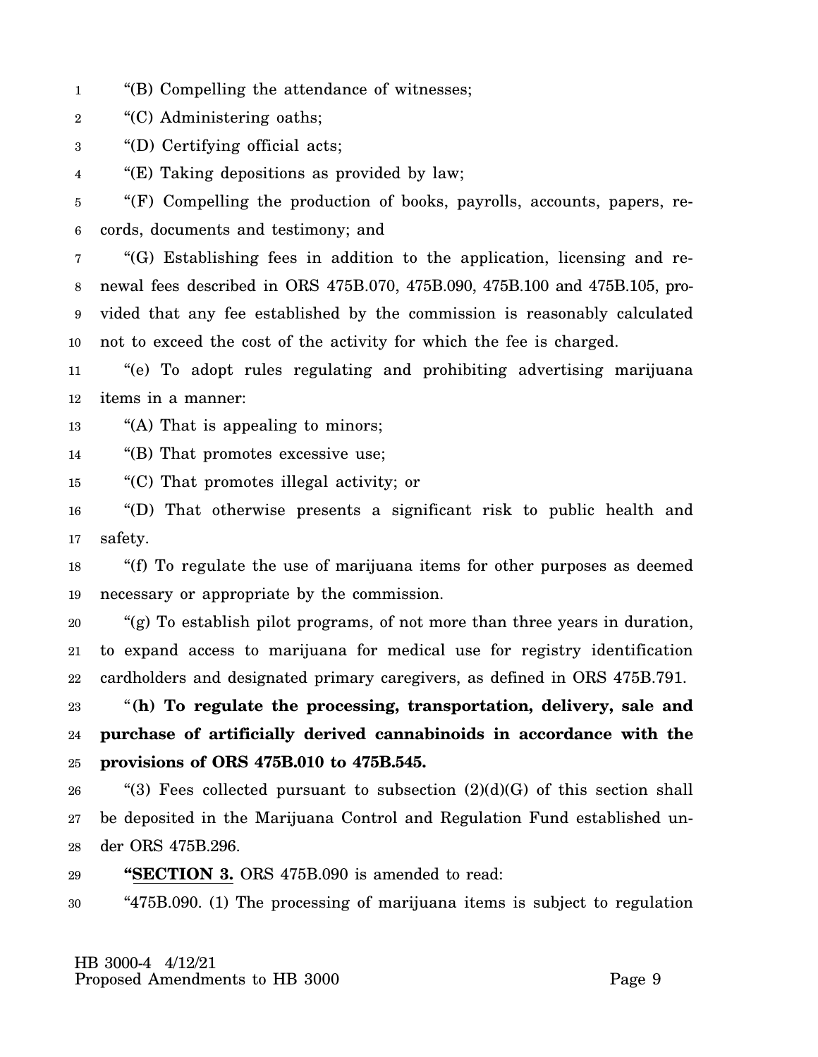"(B) Compelling the attendance of witnesses;

"(C) Administering oaths;

"(D) Certifying official acts;

"(E) Taking depositions as provided by law;

"(F) Compelling the production of books, payrolls, accounts, papers, records, documents and testimony; and

"(G) Establishing fees in addition to the application, licensing and renewal fees described in ORS 475B.070, 475B.090, 475B.100 and 475B.105, provided that any fee established by the commission is reasonably calculated not to exceed the cost of the activity for which the fee is charged.

"(e) To adopt rules regulating and prohibiting advertising marijuana items in a manner:

"(A) That is appealing to minors;

"(B) That promotes excessive use;

"(C) That promotes illegal activity; or

"(D) That otherwise presents a significant risk to public health and safety.

"(f) To regulate the use of marijuana items for other purposes as deemed necessary or appropriate by the commission.

"(g) To establish pilot programs, of not more than three years in duration, to expand access to marijuana for medical use for registry identification cardholders and designated primary caregivers, as defined in ORS 475B.791.

"**(h) To regulate the processing, transportation, delivery, sale and purchase of artificially derived cannabinoids in accordance with the provisions of ORS 475B.010 to 475B.545.**

"(3) Fees collected pursuant to subsection (2)(d)(G) of this section shall be deposited in the Marijuana Control and Regulation Fund established under ORS 475B.296.

**"SECTION 3.** ORS 475B.090 is amended to read:

"475B.090. (1) The processing of marijuana items is subject to regulation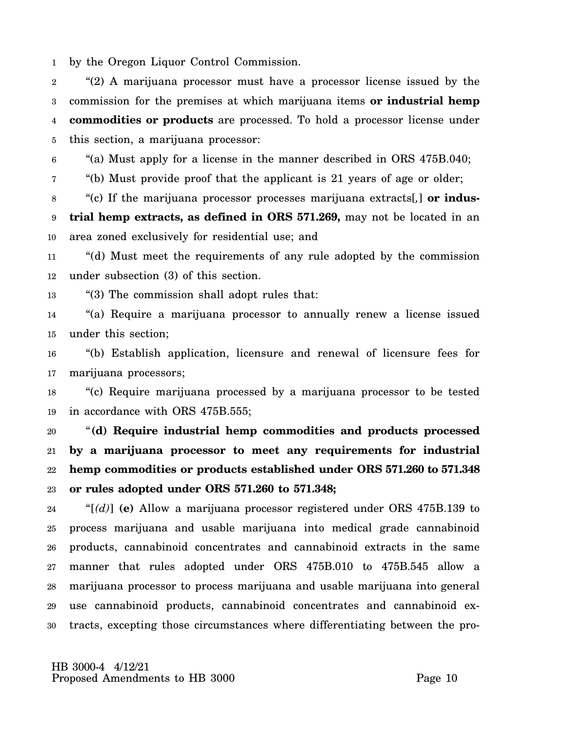by the Oregon Liquor Control Commission.

"(2) A marijuana processor must have a processor license issued by the commission for the premises at which marijuana items **or industrial hemp commodities or products** are processed. To hold a processor license under this section, a marijuana processor:

"(a) Must apply for a license in the manner described in ORS 475B.040;

"(b) Must provide proof that the applicant is 21 years of age or older;

"(c) If the marijuana processor processes marijuana extracts[,] **or industrial hemp extracts, as defined in ORS 571.269,** may not be located in an area zoned exclusively for residential use; and

"(d) Must meet the requirements of any rule adopted by the commission under subsection (3) of this section.

"(3) The commission shall adopt rules that:

"(a) Require a marijuana processor to annually renew a license issued under this section;

"(b) Establish application, licensure and renewal of licensure fees for marijuana processors;

"(c) Require marijuana processed by a marijuana processor to be tested in accordance with ORS 475B.555;

"**(d) Require industrial hemp commodities and products processed by a marijuana processor to meet any requirements for industrial hemp commodities or products established under ORS 571.260 to 571.348 or rules adopted under ORS 571.260 to 571.348;**

"[*(d)*] **(e)** Allow a marijuana processor registered under ORS 475B.139 to process marijuana and usable marijuana into medical grade cannabinoid products, cannabinoid concentrates and cannabinoid extracts in the same manner that rules adopted under ORS 475B.010 to 475B.545 allow a marijuana processor to process marijuana and usable marijuana into general use cannabinoid products, cannabinoid concentrates and cannabinoid extracts, excepting those circumstances where differentiating between the pro-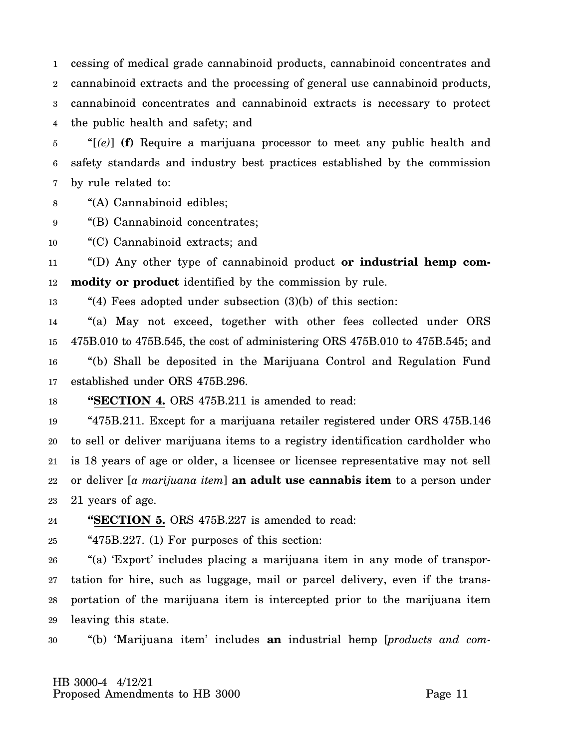cessing of medical grade cannabinoid products, cannabinoid concentrates and cannabinoid extracts and the processing of general use cannabinoid products, cannabinoid concentrates and cannabinoid extracts is necessary to protect the public health and safety; and

"[*(e)*] **(f)** Require a marijuana processor to meet any public health and safety standards and industry best practices established by the commission by rule related to:

"(A) Cannabinoid edibles;

"(B) Cannabinoid concentrates;

"(C) Cannabinoid extracts; and

"(D) Any other type of cannabinoid product **or industrial hemp commodity or product** identified by the commission by rule.

"(4) Fees adopted under subsection (3)(b) of this section:

"(a) May not exceed, together with other fees collected under ORS 475B.010 to 475B.545, the cost of administering ORS 475B.010 to 475B.545; and

"(b) Shall be deposited in the Marijuana Control and Regulation Fund established under ORS 475B.296.

**"SECTION 4.** ORS 475B.211 is amended to read:

"475B.211. Except for a marijuana retailer registered under ORS 475B.146 to sell or deliver marijuana items to a registry identification cardholder who is 18 years of age or older, a licensee or licensee representative may not sell or deliver [*a marijuana item*] **an adult use cannabis item** to a person under 21 years of age.

**"SECTION 5.** ORS 475B.227 is amended to read:

"475B.227. (1) For purposes of this section:

"(a) 'Export' includes placing a marijuana item in any mode of transportation for hire, such as luggage, mail or parcel delivery, even if the transportation of the marijuana item is intercepted prior to the marijuana item leaving this state.

"(b) 'Marijuana item' includes **an** industrial hemp [*products and com-*

HB 3000-4 4/12/21
Proposed Amendments to HB 3000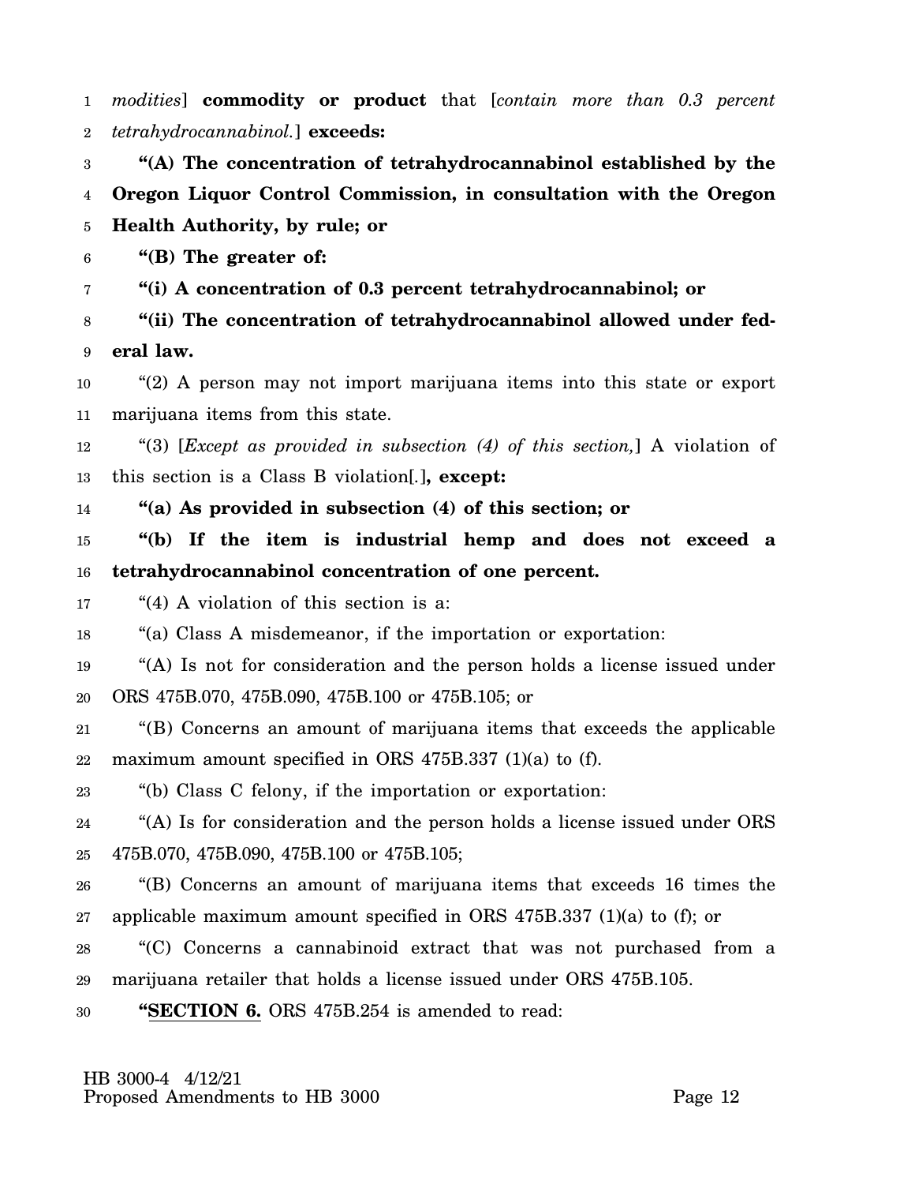*modities*] **commodity or product** that [*contain more than 0.3 percent tetrahydrocannabinol.*] **exceeds:**

**"(A) The concentration of tetrahydrocannabinol established by the Oregon Liquor Control Commission, in consultation with the Oregon Health Authority, by rule; or**

**"(B) The greater of:**

**"(i) A concentration of 0.3 percent tetrahydrocannabinol; or**

**"(ii) The concentration of tetrahydrocannabinol allowed under federal law.**

"(2) A person may not import marijuana items into this state or export marijuana items from this state.

"(3) [*Except as provided in subsection (4) of this section,*] A violation of this section is a Class B violation[.]**, except:**

**"(a) As provided in subsection (4) of this section; or**

**"(b) If the item is industrial hemp and does not exceed a tetrahydrocannabinol concentration of one percent.**

"(4) A violation of this section is a:

"(a) Class A misdemeanor, if the importation or exportation:

"(A) Is not for consideration and the person holds a license issued under ORS 475B.070, 475B.090, 475B.100 or 475B.105; or

"(B) Concerns an amount of marijuana items that exceeds the applicable maximum amount specified in ORS 475B.337 (1)(a) to (f).

"(b) Class C felony, if the importation or exportation:

"(A) Is for consideration and the person holds a license issued under ORS 475B.070, 475B.090, 475B.100 or 475B.105;

"(B) Concerns an amount of marijuana items that exceeds 16 times the applicable maximum amount specified in ORS 475B.337 (1)(a) to (f); or

"(C) Concerns a cannabinoid extract that was not purchased from a marijuana retailer that holds a license issued under ORS 475B.105.

**"SECTION 6.** ORS 475B.254 is amended to read:

HB 3000-4 4/12/21
Proposed Amendments to HB 3000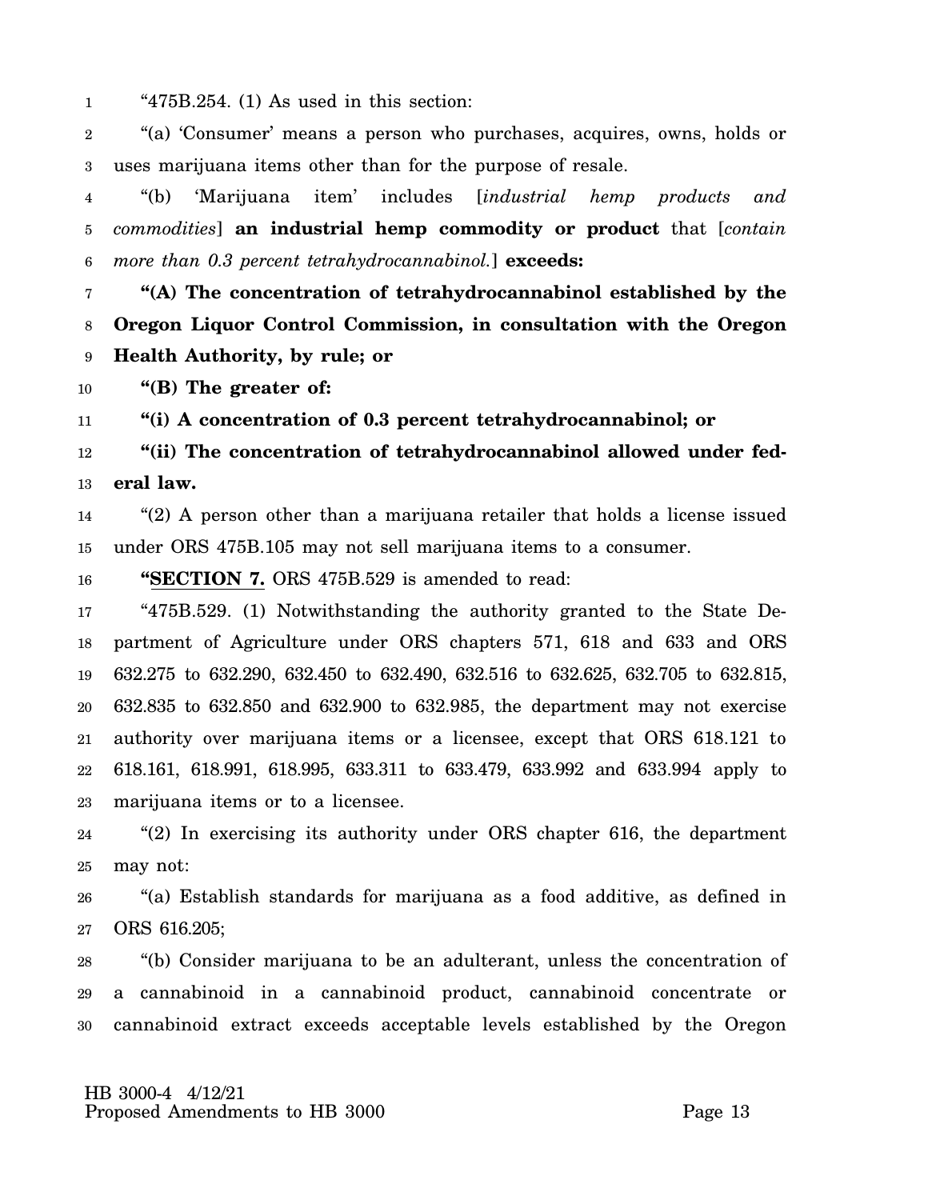"475B.254. (1) As used in this section:

"(a) 'Consumer' means a person who purchases, acquires, owns, holds or uses marijuana items other than for the purpose of resale.

"(b) 'Marijuana item' includes [*industrial hemp products and commodities*] **an industrial hemp commodity or product** that [*contain more than 0.3 percent tetrahydrocannabinol.*] **exceeds:**

**"(A) The concentration of tetrahydrocannabinol established by the Oregon Liquor Control Commission, in consultation with the Oregon Health Authority, by rule; or**

**"(B) The greater of:**

**"(i) A concentration of 0.3 percent tetrahydrocannabinol; or**

**"(ii) The concentration of tetrahydrocannabinol allowed under federal law.**

"(2) A person other than a marijuana retailer that holds a license issued under ORS 475B.105 may not sell marijuana items to a consumer.

**"SECTION 7.** ORS 475B.529 is amended to read:

"475B.529. (1) Notwithstanding the authority granted to the State Department of Agriculture under ORS chapters 571, 618 and 633 and ORS 632.275 to 632.290, 632.450 to 632.490, 632.516 to 632.625, 632.705 to 632.815, 632.835 to 632.850 and 632.900 to 632.985, the department may not exercise authority over marijuana items or a licensee, except that ORS 618.121 to 618.161, 618.991, 618.995, 633.311 to 633.479, 633.992 and 633.994 apply to marijuana items or to a licensee.

"(2) In exercising its authority under ORS chapter 616, the department may not:

"(a) Establish standards for marijuana as a food additive, as defined in ORS 616.205;

"(b) Consider marijuana to be an adulterant, unless the concentration of a cannabinoid in a cannabinoid product, cannabinoid concentrate or cannabinoid extract exceeds acceptable levels established by the Oregon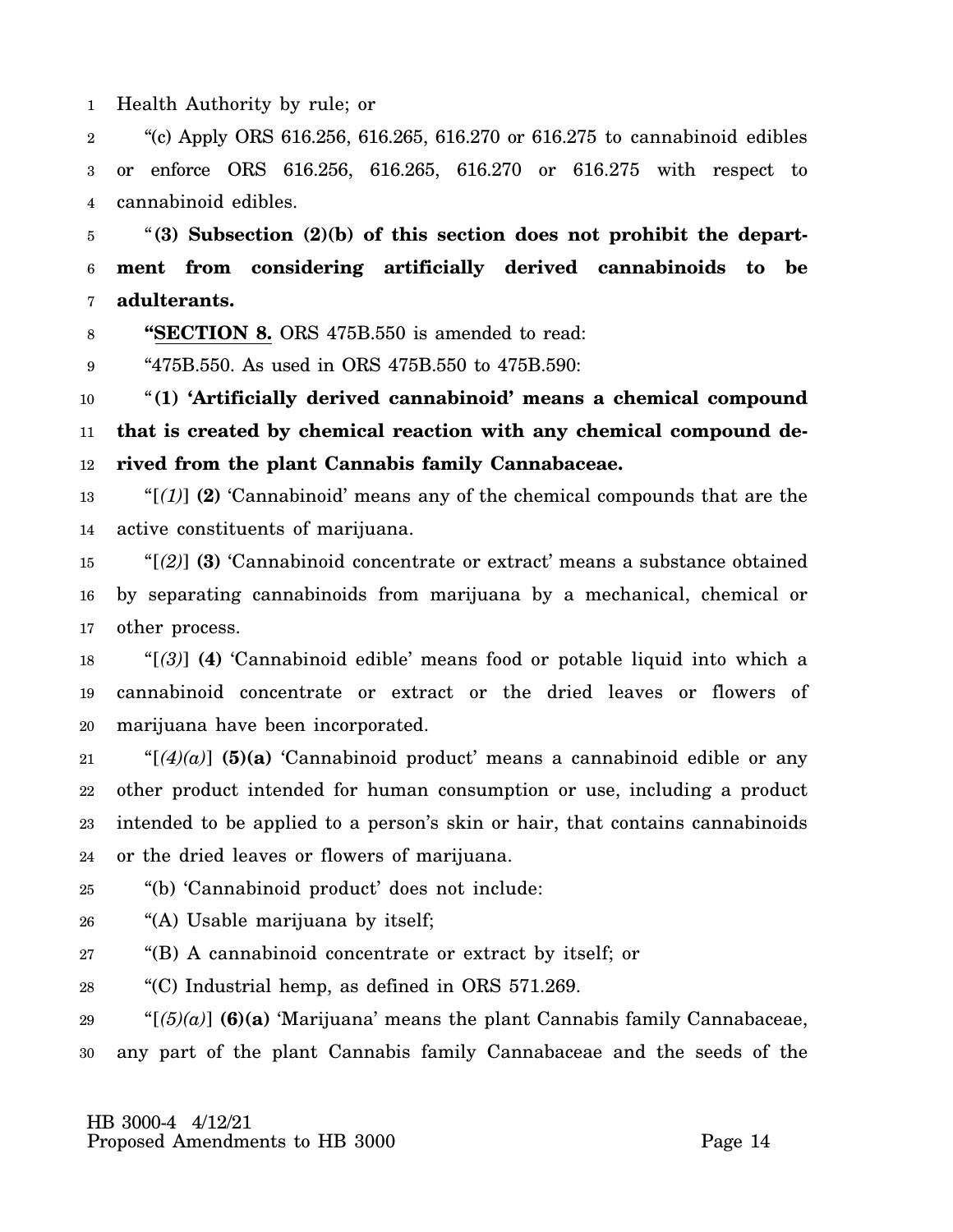Health Authority by rule; or

"(c) Apply ORS 616.256, 616.265, 616.270 or 616.275 to cannabinoid edibles or enforce ORS 616.256, 616.265, 616.270 or 616.275 with respect to cannabinoid edibles.

"**(3) Subsection (2)(b) of this section does not prohibit the department from considering artificially derived cannabinoids to be adulterants.**

"**SECTION 8.** ORS 475B.550 is amended to read:

"475B.550. As used in ORS 475B.550 to 475B.590:

"**(1) 'Artificially derived cannabinoid' means a chemical compound that is created by chemical reaction with any chemical compound derived from the plant Cannabis family Cannabaceae.**

"[*(1)*] **(2)** 'Cannabinoid' means any of the chemical compounds that are the active constituents of marijuana.

"[*(2)*] **(3)** 'Cannabinoid concentrate or extract' means a substance obtained by separating cannabinoids from marijuana by a mechanical, chemical or other process.

"[*(3)*] **(4)** 'Cannabinoid edible' means food or potable liquid into which a cannabinoid concentrate or extract or the dried leaves or flowers of marijuana have been incorporated.

"[*(4)(a)*] **(5)(a)** 'Cannabinoid product' means a cannabinoid edible or any other product intended for human consumption or use, including a product intended to be applied to a person's skin or hair, that contains cannabinoids or the dried leaves or flowers of marijuana.

"(b) 'Cannabinoid product' does not include:

"(A) Usable marijuana by itself;

"(B) A cannabinoid concentrate or extract by itself; or

"(C) Industrial hemp, as defined in ORS 571.269.

"[*(5)(a)*] **(6)(a)** 'Marijuana' means the plant Cannabis family Cannabaceae, any part of the plant Cannabis family Cannabaceae and the seeds of the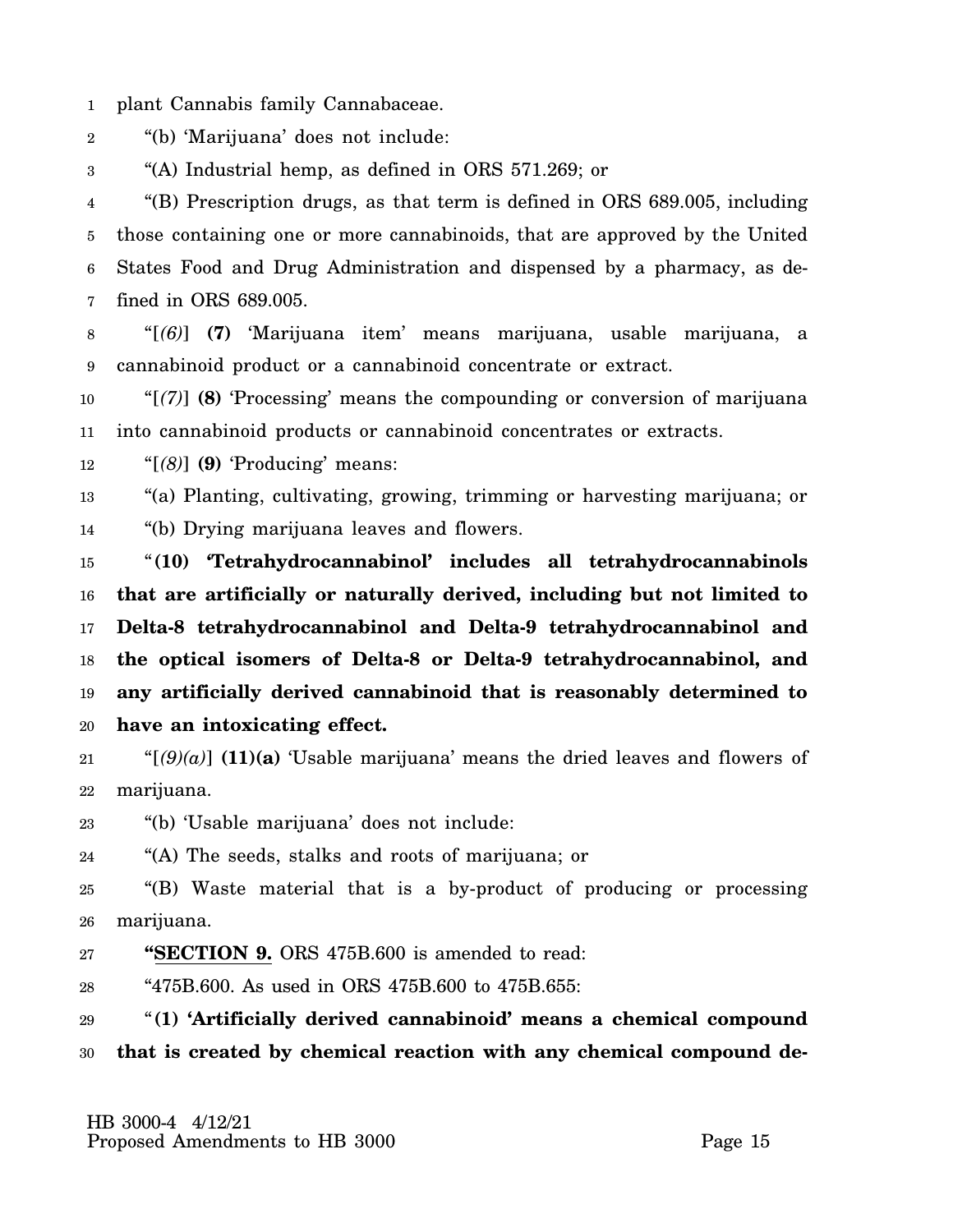plant Cannabis family Cannabaceae.

"(b) 'Marijuana' does not include:

"(A) Industrial hemp, as defined in ORS 571.269; or

"(B) Prescription drugs, as that term is defined in ORS 689.005, including those containing one or more cannabinoids, that are approved by the United States Food and Drug Administration and dispensed by a pharmacy, as defined in ORS 689.005.

"[*(6)*] **(7)** 'Marijuana item' means marijuana, usable marijuana, a cannabinoid product or a cannabinoid concentrate or extract.

"[*(7)*] **(8)** 'Processing' means the compounding or conversion of marijuana into cannabinoid products or cannabinoid concentrates or extracts.

"[*(8)*] **(9)** 'Producing' means:

"(a) Planting, cultivating, growing, trimming or harvesting marijuana; or

"(b) Drying marijuana leaves and flowers.

"**(10) 'Tetrahydrocannabinol' includes all tetrahydrocannabinols that are artificially or naturally derived, including but not limited to Delta-8 tetrahydrocannabinol and Delta-9 tetrahydrocannabinol and the optical isomers of Delta-8 or Delta-9 tetrahydrocannabinol, and any artificially derived cannabinoid that is reasonably determined to have an intoxicating effect.**

"[*(9)(a)*] **(11)(a)** 'Usable marijuana' means the dried leaves and flowers of marijuana.

"(b) 'Usable marijuana' does not include:

"(A) The seeds, stalks and roots of marijuana; or

"(B) Waste material that is a by-product of producing or processing marijuana.

"**SECTION 9.** ORS 475B.600 is amended to read:

"475B.600. As used in ORS 475B.600 to 475B.655:

"**(1) 'Artificially derived cannabinoid' means a chemical compound that is created by chemical reaction with any chemical compound de-**

HB 3000-4 4/12/21
Proposed Amendments to HB 3000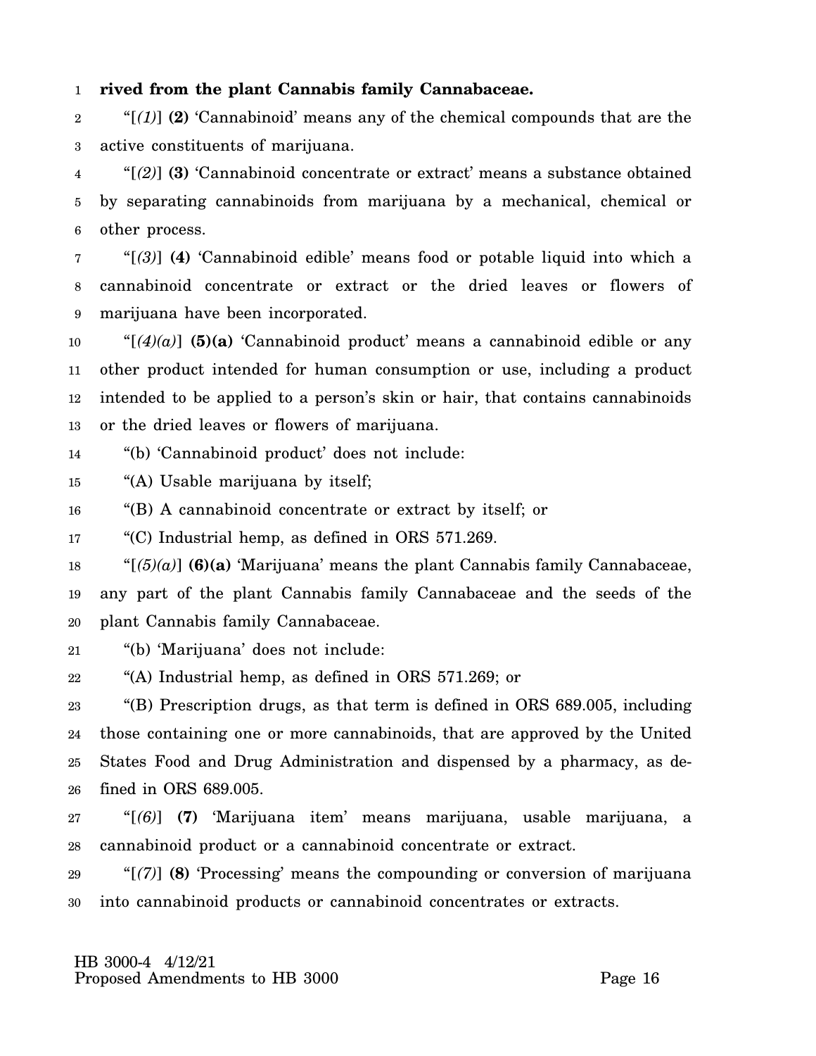**rived from the plant Cannabis family Cannabaceae.**

"[*(1)*] **(2)** 'Cannabinoid' means any of the chemical compounds that are the active constituents of marijuana.

"[*(2)*] **(3)** 'Cannabinoid concentrate or extract' means a substance obtained by separating cannabinoids from marijuana by a mechanical, chemical or other process.

"[*(3)*] **(4)** 'Cannabinoid edible' means food or potable liquid into which a cannabinoid concentrate or extract or the dried leaves or flowers of marijuana have been incorporated.

"[*(4)(a)*] **(5)(a)** 'Cannabinoid product' means a cannabinoid edible or any other product intended for human consumption or use, including a product intended to be applied to a person's skin or hair, that contains cannabinoids or the dried leaves or flowers of marijuana.

"(b) 'Cannabinoid product' does not include:

"(A) Usable marijuana by itself;

"(B) A cannabinoid concentrate or extract by itself; or

"(C) Industrial hemp, as defined in ORS 571.269.

"[*(5)(a)*] **(6)(a)** 'Marijuana' means the plant Cannabis family Cannabaceae, any part of the plant Cannabis family Cannabaceae and the seeds of the plant Cannabis family Cannabaceae.

"(b) 'Marijuana' does not include:

"(A) Industrial hemp, as defined in ORS 571.269; or

"(B) Prescription drugs, as that term is defined in ORS 689.005, including those containing one or more cannabinoids, that are approved by the United States Food and Drug Administration and dispensed by a pharmacy, as defined in ORS 689.005.

"[*(6)*] **(7)** 'Marijuana item' means marijuana, usable marijuana, a cannabinoid product or a cannabinoid concentrate or extract.

"[*(7)*] **(8)** 'Processing' means the compounding or conversion of marijuana into cannabinoid products or cannabinoid concentrates or extracts.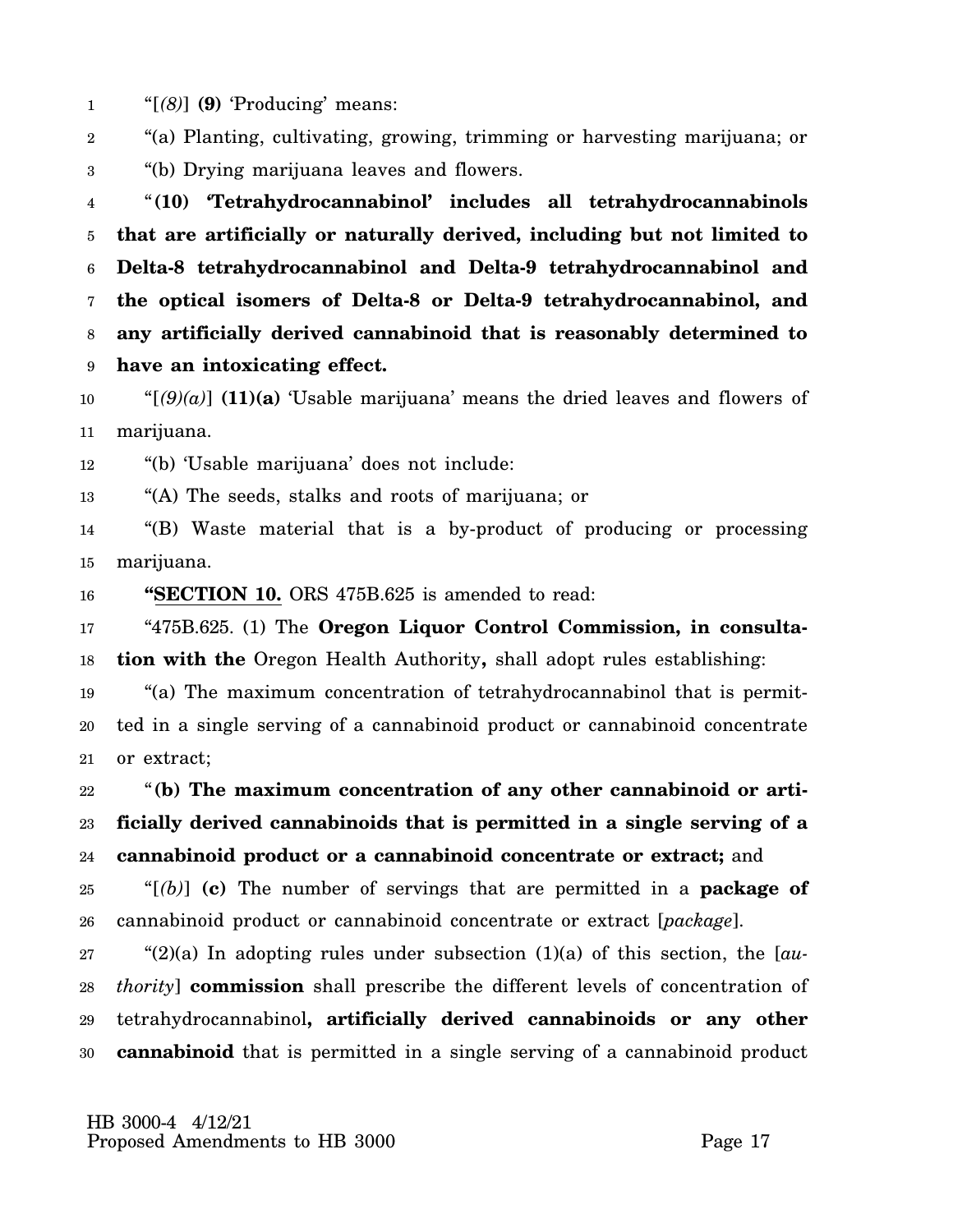"[*(8)*] **(9)** 'Producing' means:

"(a) Planting, cultivating, growing, trimming or harvesting marijuana; or

"(b) Drying marijuana leaves and flowers.

"**(10) 'Tetrahydrocannabinol' includes all tetrahydrocannabinols that are artificially or naturally derived, including but not limited to Delta-8 tetrahydrocannabinol and Delta-9 tetrahydrocannabinol and the optical isomers of Delta-8 or Delta-9 tetrahydrocannabinol, and any artificially derived cannabinoid that is reasonably determined to have an intoxicating effect.**

"[*(9)(a)*] **(11)(a)** 'Usable marijuana' means the dried leaves and flowers of marijuana.

"(b) 'Usable marijuana' does not include:

"(A) The seeds, stalks and roots of marijuana; or

"(B) Waste material that is a by-product of producing or processing marijuana.

"**SECTION 10.** ORS 475B.625 is amended to read:

"475B.625. (1) The **Oregon Liquor Control Commission, in consultation with the** Oregon Health Authority**,** shall adopt rules establishing:

"(a) The maximum concentration of tetrahydrocannabinol that is permitted in a single serving of a cannabinoid product or cannabinoid concentrate or extract;

"**(b) The maximum concentration of any other cannabinoid or artificially derived cannabinoids that is permitted in a single serving of a cannabinoid product or a cannabinoid concentrate or extract;** and

"[*(b)*] **(c)** The number of servings that are permitted in a **package of** cannabinoid product or cannabinoid concentrate or extract [*package*].

"(2)(a) In adopting rules under subsection (1)(a) of this section, the [*authority*] **commission** shall prescribe the different levels of concentration of tetrahydrocannabinol**, artificially derived cannabinoids or any other cannabinoid** that is permitted in a single serving of a cannabinoid product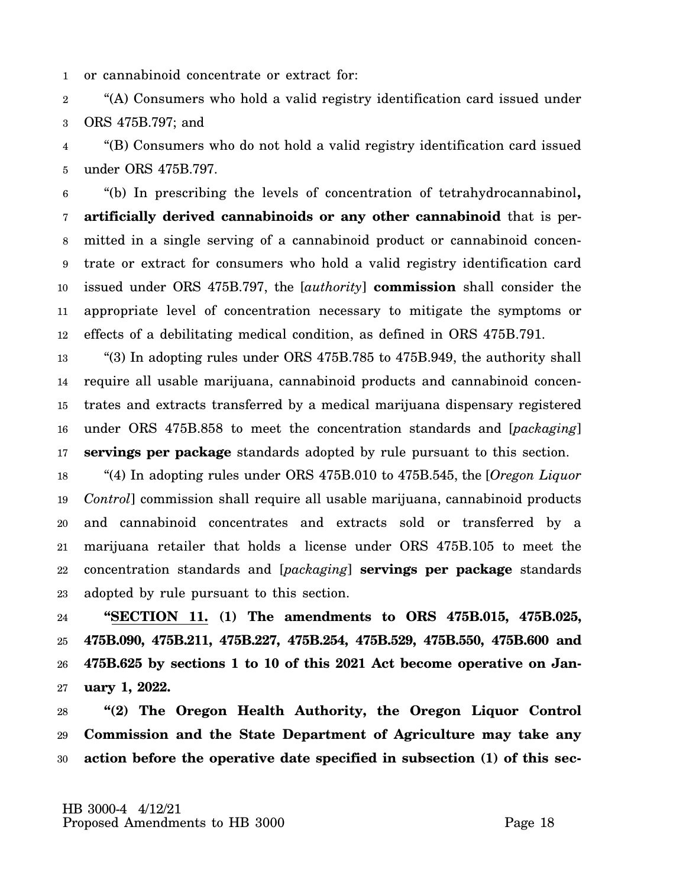or cannabinoid concentrate or extract for:

"(A) Consumers who hold a valid registry identification card issued under ORS 475B.797; and

"(B) Consumers who do not hold a valid registry identification card issued under ORS 475B.797.

"(b) In prescribing the levels of concentration of tetrahydrocannabinol**, artificially derived cannabinoids or any other cannabinoid** that is permitted in a single serving of a cannabinoid product or cannabinoid concentrate or extract for consumers who hold a valid registry identification card issued under ORS 475B.797, the [*authority*] **commission** shall consider the appropriate level of concentration necessary to mitigate the symptoms or effects of a debilitating medical condition, as defined in ORS 475B.791.

"(3) In adopting rules under ORS 475B.785 to 475B.949, the authority shall require all usable marijuana, cannabinoid products and cannabinoid concentrates and extracts transferred by a medical marijuana dispensary registered under ORS 475B.858 to meet the concentration standards and [*packaging*] **servings per package** standards adopted by rule pursuant to this section.

"(4) In adopting rules under ORS 475B.010 to 475B.545, the [*Oregon Liquor Control*] commission shall require all usable marijuana, cannabinoid products and cannabinoid concentrates and extracts sold or transferred by a marijuana retailer that holds a license under ORS 475B.105 to meet the concentration standards and [*packaging*] **servings per package** standards adopted by rule pursuant to this section.

**"SECTION 11. (1) The amendments to ORS 475B.015, 475B.025, 475B.090, 475B.211, 475B.227, 475B.254, 475B.529, 475B.550, 475B.600 and 475B.625 by sections 1 to 10 of this 2021 Act become operative on January 1, 2022.**

**"(2) The Oregon Health Authority, the Oregon Liquor Control Commission and the State Department of Agriculture may take any action before the operative date specified in subsection (1) of this sec-**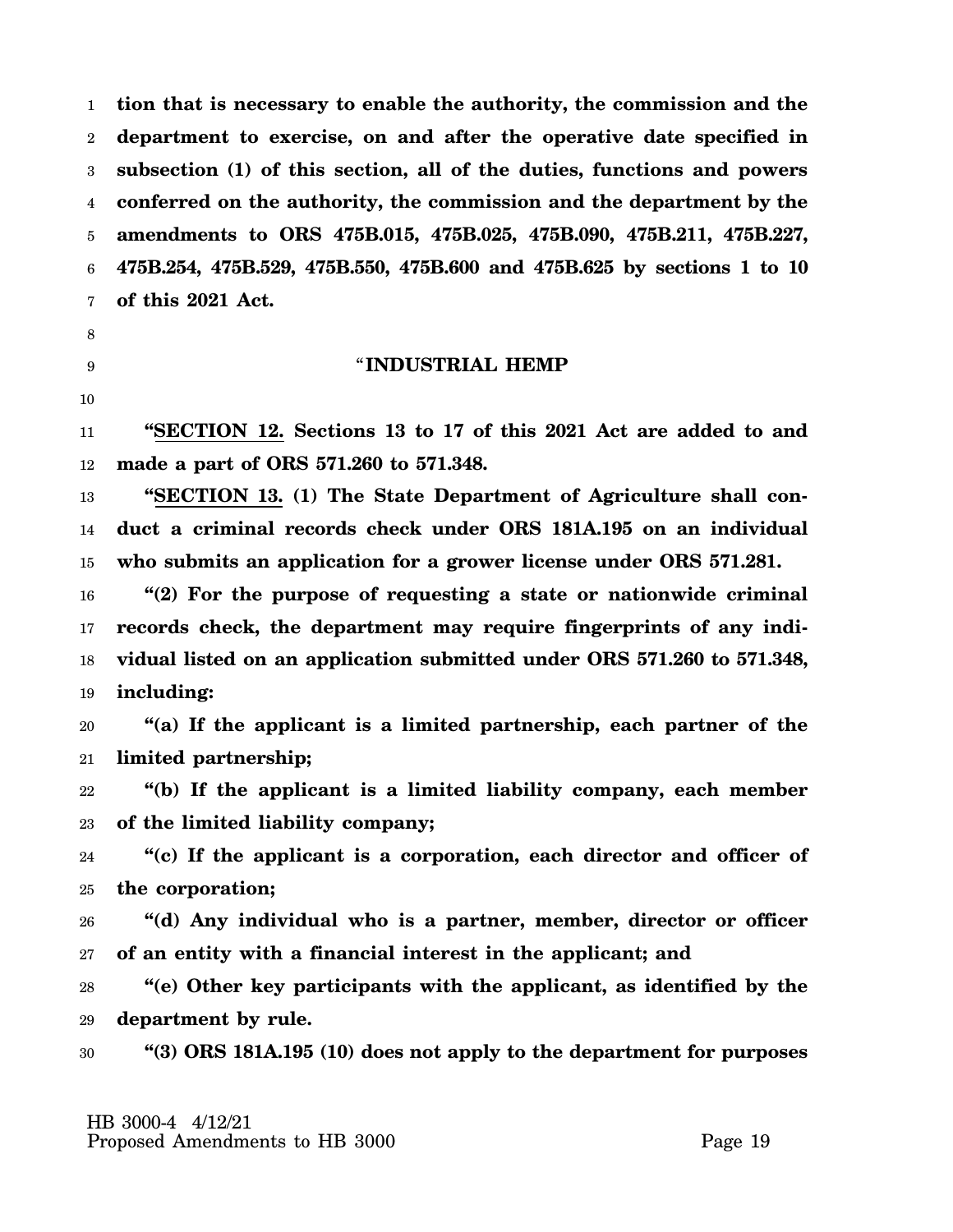**tion that is necessary to enable the authority, the commission and the department to exercise, on and after the operative date specified in subsection (1) of this section, all of the duties, functions and powers conferred on the authority, the commission and the department by the amendments to ORS 475B.015, 475B.025, 475B.090, 475B.211, 475B.227, 475B.254, 475B.529, 475B.550, 475B.600 and 475B.625 by sections 1 to 10 of this 2021 Act.**

"**INDUSTRIAL HEMP**

"**SECTION 12. Sections 13 to 17 of this 2021 Act are added to and made a part of ORS 571.260 to 571.348.**

"**SECTION 13. (1) The State Department of Agriculture shall conduct a criminal records check under ORS 181A.195 on an individual who submits an application for a grower license under ORS 571.281.**

"**(2) For the purpose of requesting a state or nationwide criminal records check, the department may require fingerprints of any individual listed on an application submitted under ORS 571.260 to 571.348, including:**

"**(a) If the applicant is a limited partnership, each partner of the limited partnership;**

"**(b) If the applicant is a limited liability company, each member of the limited liability company;**

"**(c) If the applicant is a corporation, each director and officer of the corporation;**

"**(d) Any individual who is a partner, member, director or officer of an entity with a financial interest in the applicant; and**

"**(e) Other key participants with the applicant, as identified by the department by rule.**

"**(3) ORS 181A.195 (10) does not apply to the department for purposes**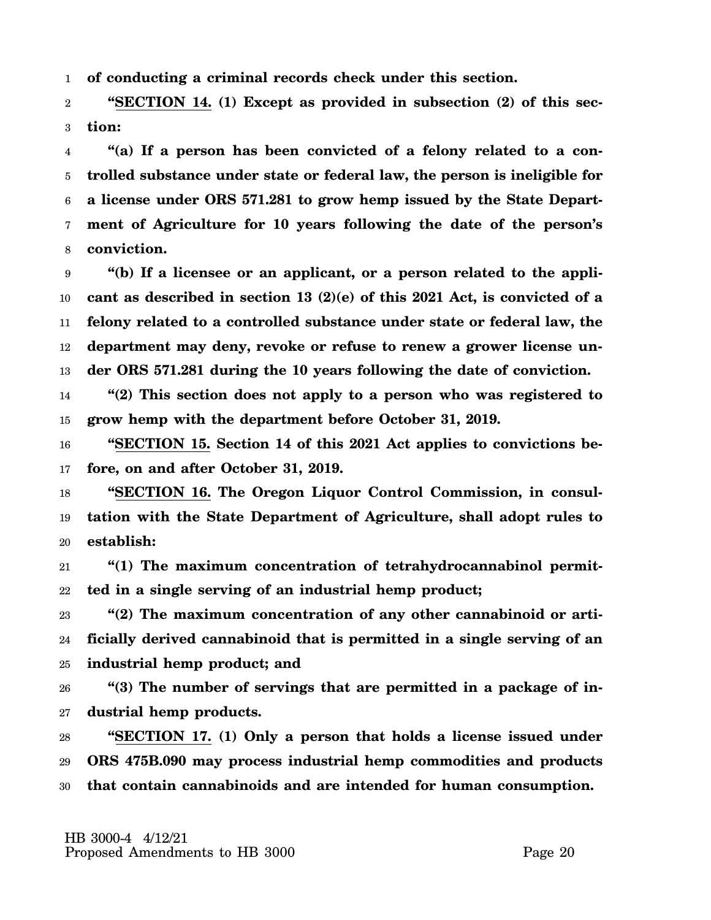**of conducting a criminal records check under this section.**

**"SECTION 14. (1) Except as provided in subsection (2) of this section:**

**"(a) If a person has been convicted of a felony related to a controlled substance under state or federal law, the person is ineligible for a license under ORS 571.281 to grow hemp issued by the State Department of Agriculture for 10 years following the date of the person's conviction.**

**"(b) If a licensee or an applicant, or a person related to the applicant as described in section 13 (2)(e) of this 2021 Act, is convicted of a felony related to a controlled substance under state or federal law, the department may deny, revoke or refuse to renew a grower license under ORS 571.281 during the 10 years following the date of conviction.**

**"(2) This section does not apply to a person who was registered to grow hemp with the department before October 31, 2019.**

**"SECTION 15. Section 14 of this 2021 Act applies to convictions before, on and after October 31, 2019.**

**"SECTION 16. The Oregon Liquor Control Commission, in consultation with the State Department of Agriculture, shall adopt rules to establish:**

**"(1) The maximum concentration of tetrahydrocannabinol permitted in a single serving of an industrial hemp product;**

**"(2) The maximum concentration of any other cannabinoid or artificially derived cannabinoid that is permitted in a single serving of an industrial hemp product; and**

**"(3) The number of servings that are permitted in a package of industrial hemp products.**

**"SECTION 17. (1) Only a person that holds a license issued under ORS 475B.090 may process industrial hemp commodities and products that contain cannabinoids and are intended for human consumption.**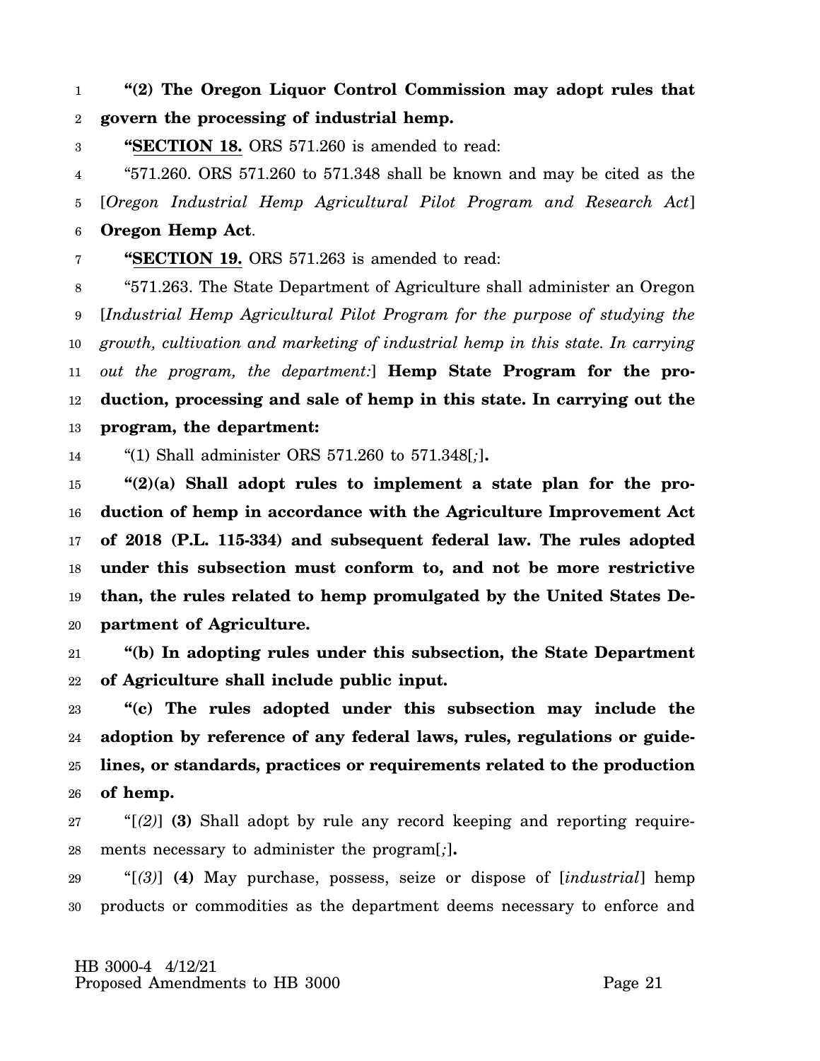**"(2) The Oregon Liquor Control Commission may adopt rules that govern the processing of industrial hemp.**

**"SECTION 18.** ORS 571.260 is amended to read:

"571.260. ORS 571.260 to 571.348 shall be known and may be cited as the [*Oregon Industrial Hemp Agricultural Pilot Program and Research Act*] **Oregon Hemp Act**.

**"SECTION 19.** ORS 571.263 is amended to read:

"571.263. The State Department of Agriculture shall administer an Oregon [*Industrial Hemp Agricultural Pilot Program for the purpose of studying the growth, cultivation and marketing of industrial hemp in this state. In carrying out the program, the department:*] **Hemp State Program for the production, processing and sale of hemp in this state. In carrying out the program, the department:**

"(1) Shall administer ORS 571.260 to 571.348[*;*]**.**

**"(2)(a) Shall adopt rules to implement a state plan for the production of hemp in accordance with the Agriculture Improvement Act of 2018 (P.L. 115-334) and subsequent federal law. The rules adopted under this subsection must conform to, and not be more restrictive than, the rules related to hemp promulgated by the United States Department of Agriculture.**

**"(b) In adopting rules under this subsection, the State Department of Agriculture shall include public input.**

**"(c) The rules adopted under this subsection may include the adoption by reference of any federal laws, rules, regulations or guidelines, or standards, practices or requirements related to the production of hemp.**

"[*(2)*] **(3)** Shall adopt by rule any record keeping and reporting requirements necessary to administer the program[*;*]**.**

"[*(3)*] **(4)** May purchase, possess, seize or dispose of [*industrial*] hemp products or commodities as the department deems necessary to enforce and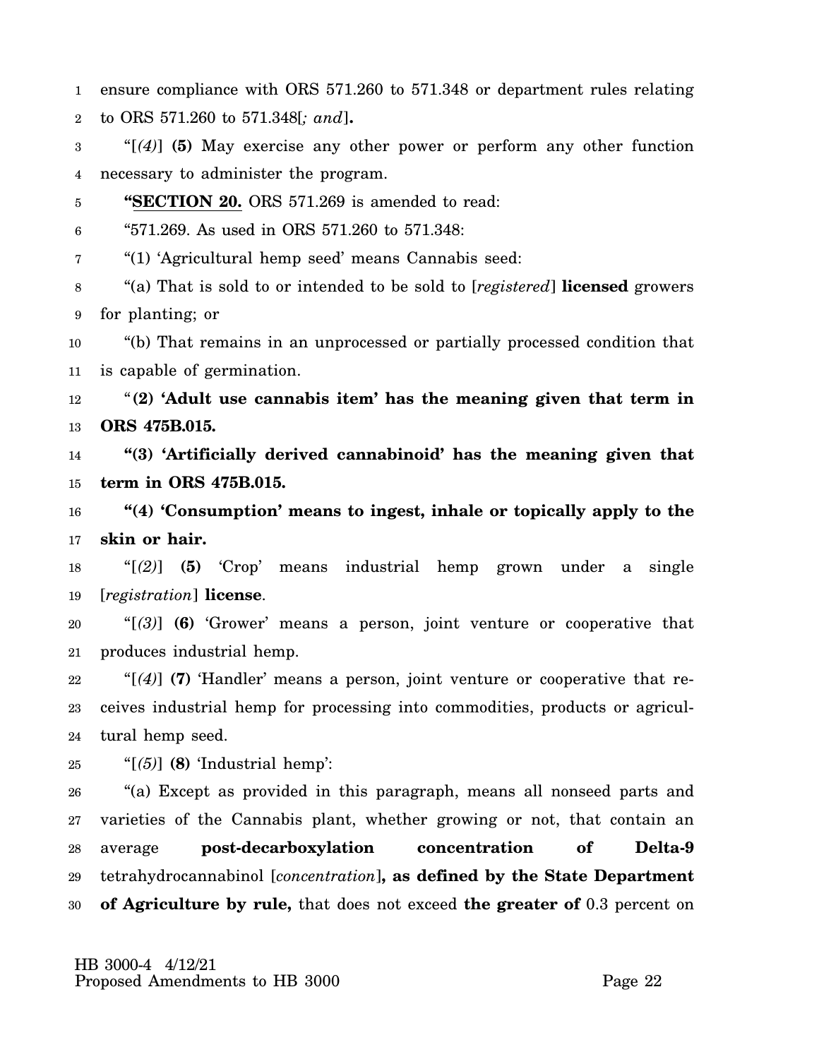ensure compliance with ORS 571.260 to 571.348 or department rules relating to ORS 571.260 to 571.348[*; and*]**.**

"[*(4)*] **(5)** May exercise any other power or perform any other function necessary to administer the program.

**"SECTION 20.** ORS 571.269 is amended to read:

"571.269. As used in ORS 571.260 to 571.348:

"(1) 'Agricultural hemp seed' means Cannabis seed:

"(a) That is sold to or intended to be sold to [*registered*] **licensed** growers for planting; or

"(b) That remains in an unprocessed or partially processed condition that is capable of germination.

"**(2) 'Adult use cannabis item' has the meaning given that term in ORS 475B.015.**

**"(3) 'Artificially derived cannabinoid' has the meaning given that term in ORS 475B.015.**

**"(4) 'Consumption' means to ingest, inhale or topically apply to the skin or hair.**

"[*(2)*] **(5)** 'Crop' means industrial hemp grown under a single [*registration*] **license**.

"[*(3)*] **(6)** 'Grower' means a person, joint venture or cooperative that produces industrial hemp.

"[*(4)*] **(7)** 'Handler' means a person, joint venture or cooperative that receives industrial hemp for processing into commodities, products or agricultural hemp seed.

"[*(5)*] **(8)** 'Industrial hemp':

"(a) Except as provided in this paragraph, means all nonseed parts and varieties of the Cannabis plant, whether growing or not, that contain an average **post-decarboxylation concentration of Delta-9** tetrahydrocannabinol [*concentration*]**, as defined by the State Department of Agriculture by rule,** that does not exceed **the greater of** 0.3 percent on

HB 3000-4 4/12/21
Proposed Amendments to HB 3000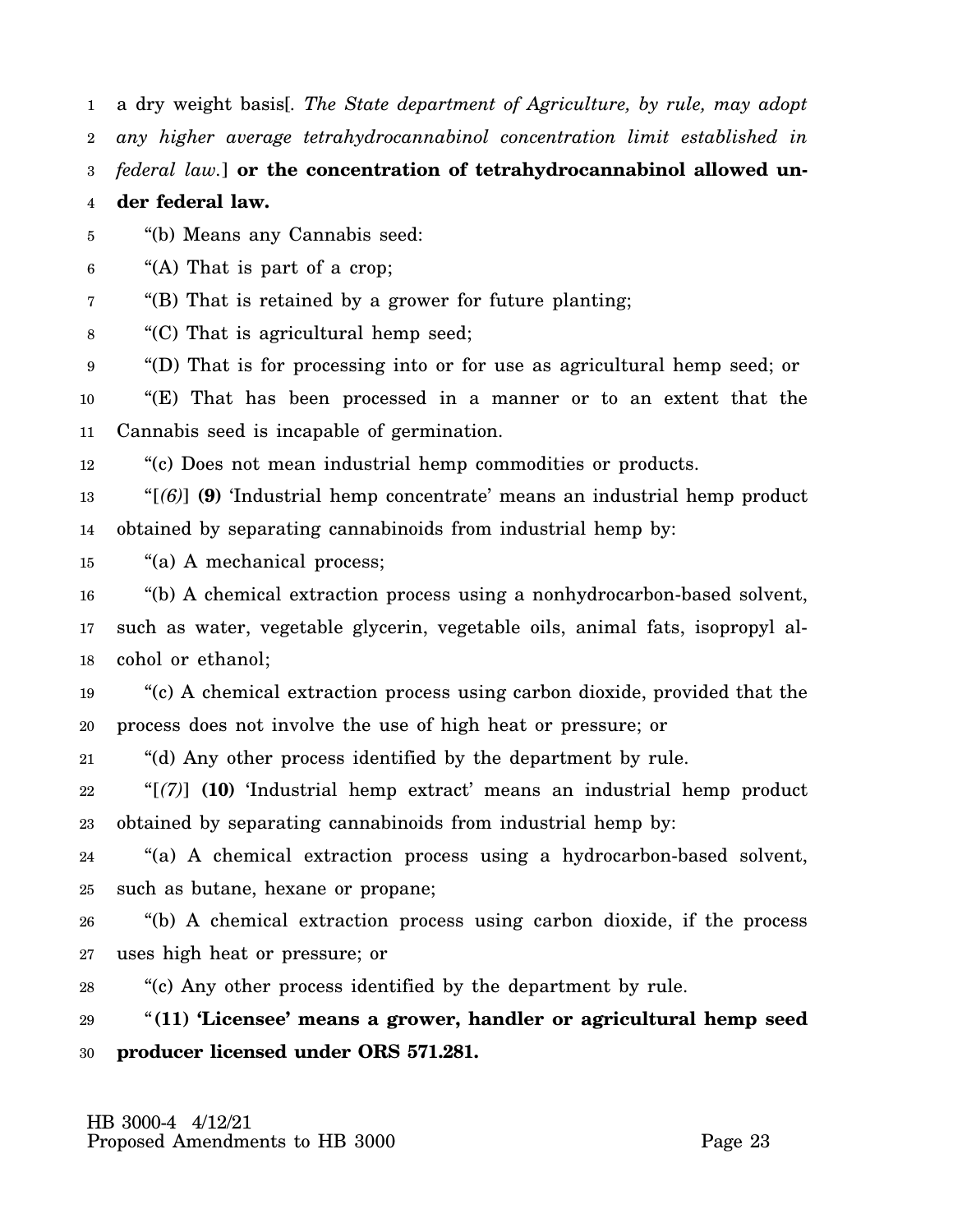a dry weight basis[. *The State department of Agriculture, by rule, may adopt any higher average tetrahydrocannabinol concentration limit established in federal law.*] **or the concentration of tetrahydrocannabinol allowed under federal law.**

"(b) Means any Cannabis seed:

"(A) That is part of a crop;

"(B) That is retained by a grower for future planting;

"(C) That is agricultural hemp seed;

"(D) That is for processing into or for use as agricultural hemp seed; or

"(E) That has been processed in a manner or to an extent that the Cannabis seed is incapable of germination.

"(c) Does not mean industrial hemp commodities or products.

"[*(6)*] **(9)** 'Industrial hemp concentrate' means an industrial hemp product obtained by separating cannabinoids from industrial hemp by:

"(a) A mechanical process;

"(b) A chemical extraction process using a nonhydrocarbon-based solvent, such as water, vegetable glycerin, vegetable oils, animal fats, isopropyl alcohol or ethanol;

"(c) A chemical extraction process using carbon dioxide, provided that the process does not involve the use of high heat or pressure; or

"(d) Any other process identified by the department by rule.

"[*(7)*] **(10)** 'Industrial hemp extract' means an industrial hemp product obtained by separating cannabinoids from industrial hemp by:

"(a) A chemical extraction process using a hydrocarbon-based solvent, such as butane, hexane or propane;

"(b) A chemical extraction process using carbon dioxide, if the process uses high heat or pressure; or

"(c) Any other process identified by the department by rule.

"**(11) 'Licensee' means a grower, handler or agricultural hemp seed producer licensed under ORS 571.281.**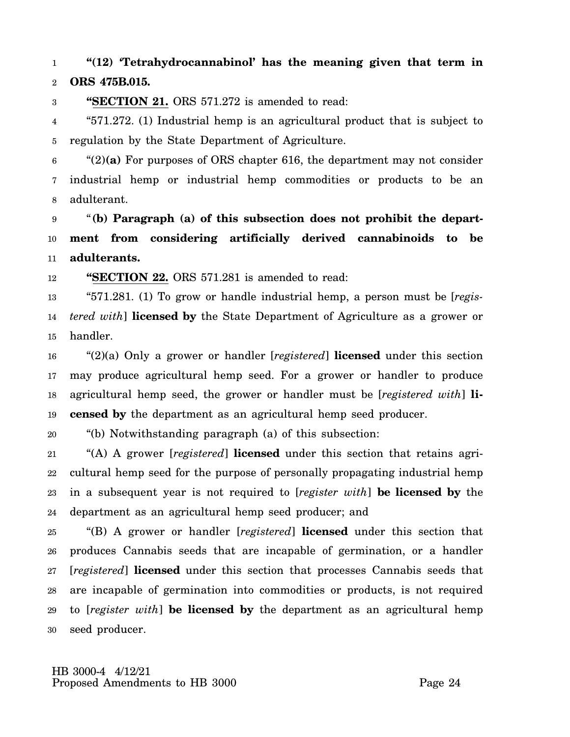**"(12) 'Tetrahydrocannabinol' has the meaning given that term in ORS 475B.015.**

**"SECTION 21.** ORS 571.272 is amended to read:

"571.272. (1) Industrial hemp is an agricultural product that is subject to regulation by the State Department of Agriculture.

"(2)**(a)** For purposes of ORS chapter 616, the department may not consider industrial hemp or industrial hemp commodities or products to be an adulterant.

"**(b) Paragraph (a) of this subsection does not prohibit the department from considering artificially derived cannabinoids to be adulterants.**

**"SECTION 22.** ORS 571.281 is amended to read:

"571.281. (1) To grow or handle industrial hemp, a person must be [*registered with*] **licensed by** the State Department of Agriculture as a grower or handler.

"(2)(a) Only a grower or handler [*registered*] **licensed** under this section may produce agricultural hemp seed. For a grower or handler to produce agricultural hemp seed, the grower or handler must be [*registered with*] **licensed by** the department as an agricultural hemp seed producer.

"(b) Notwithstanding paragraph (a) of this subsection:

"(A) A grower [*registered*] **licensed** under this section that retains agricultural hemp seed for the purpose of personally propagating industrial hemp in a subsequent year is not required to [*register with*] **be licensed by** the department as an agricultural hemp seed producer; and

"(B) A grower or handler [*registered*] **licensed** under this section that produces Cannabis seeds that are incapable of germination, or a handler [*registered*] **licensed** under this section that processes Cannabis seeds that are incapable of germination into commodities or products, is not required to [*register with*] **be licensed by** the department as an agricultural hemp seed producer.

HB 3000-4 4/12/21
Proposed Amendments to HB 3000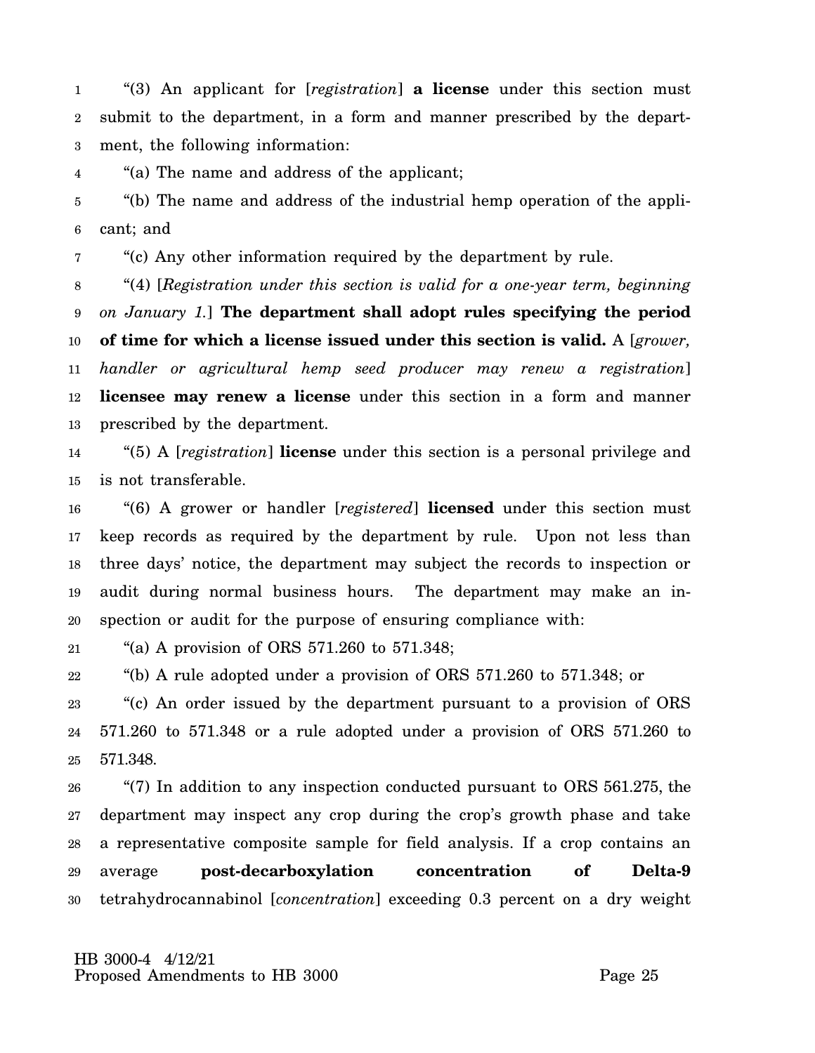"(3) An applicant for [*registration*] **a license** under this section must submit to the department, in a form and manner prescribed by the department, the following information:

"(a) The name and address of the applicant;

"(b) The name and address of the industrial hemp operation of the applicant; and

"(c) Any other information required by the department by rule.

"(4) [*Registration under this section is valid for a one-year term, beginning on January 1.*] **The department shall adopt rules specifying the period of time for which a license issued under this section is valid.** A [*grower, handler or agricultural hemp seed producer may renew a registration*] **licensee may renew a license** under this section in a form and manner prescribed by the department.

"(5) A [*registration*] **license** under this section is a personal privilege and is not transferable.

"(6) A grower or handler [*registered*] **licensed** under this section must keep records as required by the department by rule. Upon not less than three days' notice, the department may subject the records to inspection or audit during normal business hours. The department may make an inspection or audit for the purpose of ensuring compliance with:

"(a) A provision of ORS 571.260 to 571.348;

"(b) A rule adopted under a provision of ORS 571.260 to 571.348; or

"(c) An order issued by the department pursuant to a provision of ORS 571.260 to 571.348 or a rule adopted under a provision of ORS 571.260 to 571.348.

"(7) In addition to any inspection conducted pursuant to ORS 561.275, the department may inspect any crop during the crop's growth phase and take a representative composite sample for field analysis. If a crop contains an average **post-decarboxylation concentration of Delta-9** tetrahydrocannabinol [*concentration*] exceeding 0.3 percent on a dry weight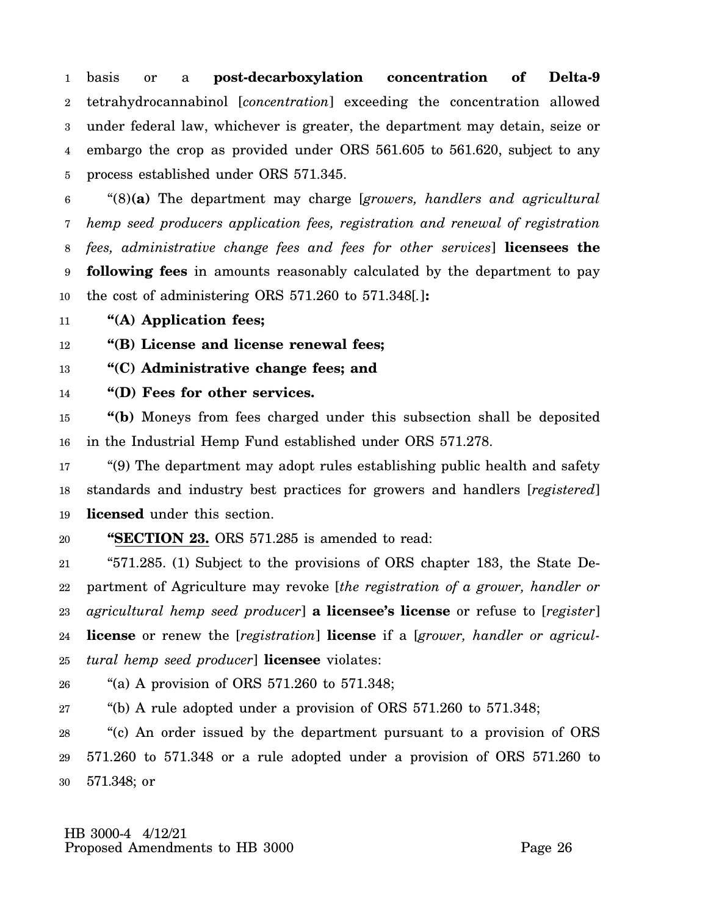basis or a **post-decarboxylation concentration of Delta-9** tetrahydrocannabinol [*concentration*] exceeding the concentration allowed under federal law, whichever is greater, the department may detain, seize or embargo the crop as provided under ORS 561.605 to 561.620, subject to any process established under ORS 571.345.

"(8)**(a)** The department may charge [*growers, handlers and agricultural hemp seed producers application fees, registration and renewal of registration fees, administrative change fees and fees for other services*] **licensees the following fees** in amounts reasonably calculated by the department to pay the cost of administering ORS 571.260 to 571.348[.]**:**

**"(A) Application fees;**

**"(B) License and license renewal fees;**

**"(C) Administrative change fees; and**

**"(D) Fees for other services.**

**"(b)** Moneys from fees charged under this subsection shall be deposited in the Industrial Hemp Fund established under ORS 571.278.

"(9) The department may adopt rules establishing public health and safety standards and industry best practices for growers and handlers [*registered*] **licensed** under this section.

**"SECTION 23.** ORS 571.285 is amended to read:

"571.285. (1) Subject to the provisions of ORS chapter 183, the State Department of Agriculture may revoke [*the registration of a grower, handler or agricultural hemp seed producer*] **a licensee's license** or refuse to [*register*] **license** or renew the [*registration*] **license** if a [*grower, handler or agricultural hemp seed producer*] **licensee** violates:

"(a) A provision of ORS 571.260 to 571.348;

"(b) A rule adopted under a provision of ORS 571.260 to 571.348;

"(c) An order issued by the department pursuant to a provision of ORS 571.260 to 571.348 or a rule adopted under a provision of ORS 571.260 to 571.348; or

HB 3000-4 4/12/21
Proposed Amendments to HB 3000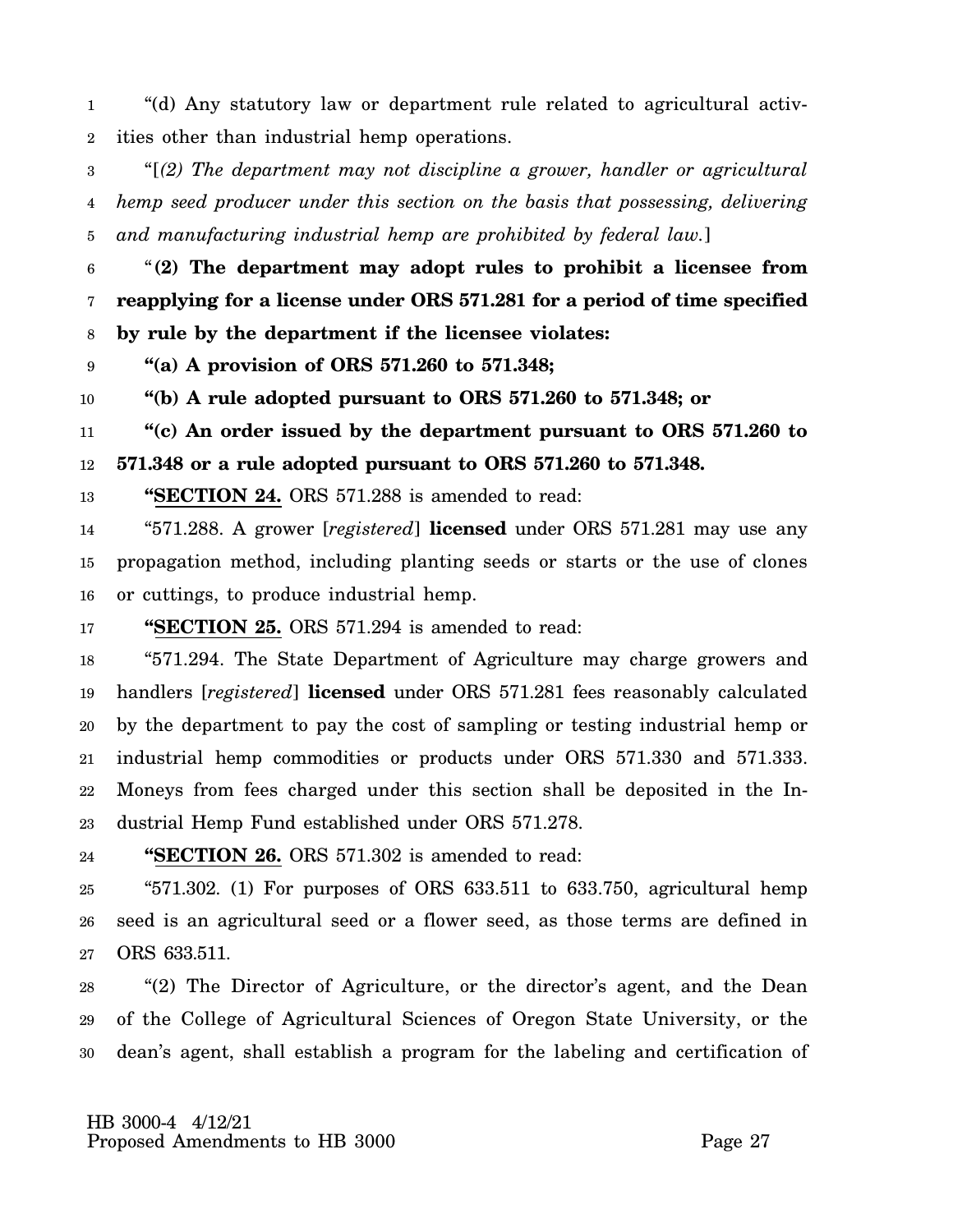"(d) Any statutory law or department rule related to agricultural activities other than industrial hemp operations.

"[*(2) The department may not discipline a grower, handler or agricultural hemp seed producer under this section on the basis that possessing, delivering and manufacturing industrial hemp are prohibited by federal law.*]

"**(2) The department may adopt rules to prohibit a licensee from reapplying for a license under ORS 571.281 for a period of time specified by rule by the department if the licensee violates:**

**"(a) A provision of ORS 571.260 to 571.348;**

**"(b) A rule adopted pursuant to ORS 571.260 to 571.348; or**

**"(c) An order issued by the department pursuant to ORS 571.260 to 571.348 or a rule adopted pursuant to ORS 571.260 to 571.348.**

**"SECTION 24.** ORS 571.288 is amended to read:

"571.288. A grower [*registered*] **licensed** under ORS 571.281 may use any propagation method, including planting seeds or starts or the use of clones or cuttings, to produce industrial hemp.

**"SECTION 25.** ORS 571.294 is amended to read:

"571.294. The State Department of Agriculture may charge growers and handlers [*registered*] **licensed** under ORS 571.281 fees reasonably calculated by the department to pay the cost of sampling or testing industrial hemp or industrial hemp commodities or products under ORS 571.330 and 571.333. Moneys from fees charged under this section shall be deposited in the Industrial Hemp Fund established under ORS 571.278.

**"SECTION 26.** ORS 571.302 is amended to read:

"571.302. (1) For purposes of ORS 633.511 to 633.750, agricultural hemp seed is an agricultural seed or a flower seed, as those terms are defined in ORS 633.511.

"(2) The Director of Agriculture, or the director's agent, and the Dean of the College of Agricultural Sciences of Oregon State University, or the dean's agent, shall establish a program for the labeling and certification of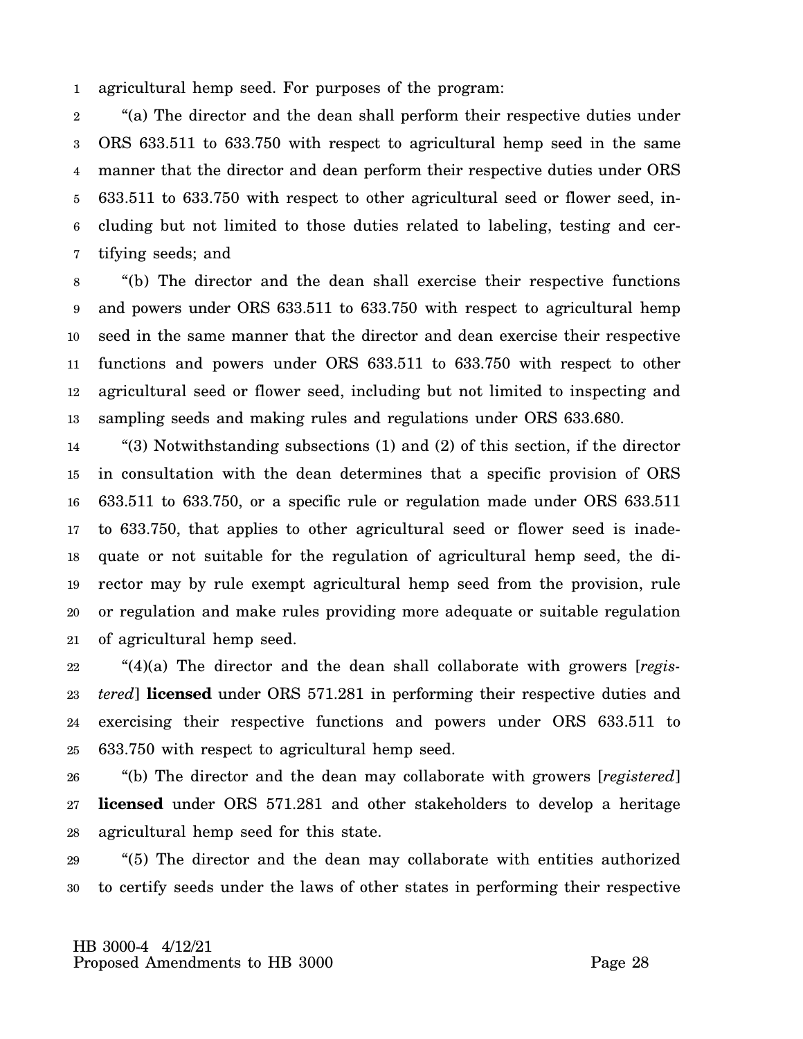agricultural hemp seed. For purposes of the program:

"(a) The director and the dean shall perform their respective duties under ORS 633.511 to 633.750 with respect to agricultural hemp seed in the same manner that the director and dean perform their respective duties under ORS 633.511 to 633.750 with respect to other agricultural seed or flower seed, including but not limited to those duties related to labeling, testing and certifying seeds; and

"(b) The director and the dean shall exercise their respective functions and powers under ORS 633.511 to 633.750 with respect to agricultural hemp seed in the same manner that the director and dean exercise their respective functions and powers under ORS 633.511 to 633.750 with respect to other agricultural seed or flower seed, including but not limited to inspecting and sampling seeds and making rules and regulations under ORS 633.680.

"(3) Notwithstanding subsections (1) and (2) of this section, if the director in consultation with the dean determines that a specific provision of ORS 633.511 to 633.750, or a specific rule or regulation made under ORS 633.511 to 633.750, that applies to other agricultural seed or flower seed is inadequate or not suitable for the regulation of agricultural hemp seed, the director may by rule exempt agricultural hemp seed from the provision, rule or regulation and make rules providing more adequate or suitable regulation of agricultural hemp seed.

"(4)(a) The director and the dean shall collaborate with growers [*registered*] **licensed** under ORS 571.281 in performing their respective duties and exercising their respective functions and powers under ORS 633.511 to 633.750 with respect to agricultural hemp seed.

"(b) The director and the dean may collaborate with growers [*registered*] **licensed** under ORS 571.281 and other stakeholders to develop a heritage agricultural hemp seed for this state.

"(5) The director and the dean may collaborate with entities authorized to certify seeds under the laws of other states in performing their respective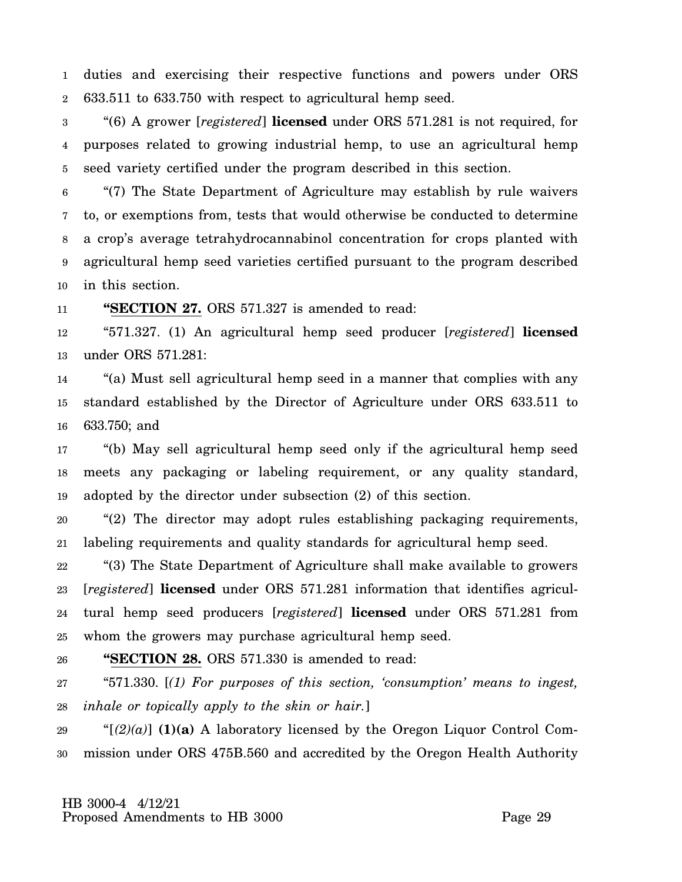duties and exercising their respective functions and powers under ORS 633.511 to 633.750 with respect to agricultural hemp seed.

"(6) A grower [*registered*] **licensed** under ORS 571.281 is not required, for purposes related to growing industrial hemp, to use an agricultural hemp seed variety certified under the program described in this section.

"(7) The State Department of Agriculture may establish by rule waivers to, or exemptions from, tests that would otherwise be conducted to determine a crop's average tetrahydrocannabinol concentration for crops planted with agricultural hemp seed varieties certified pursuant to the program described in this section.

**"SECTION 27.** ORS 571.327 is amended to read:

"571.327. (1) An agricultural hemp seed producer [*registered*] **licensed** under ORS 571.281:

"(a) Must sell agricultural hemp seed in a manner that complies with any standard established by the Director of Agriculture under ORS 633.511 to 633.750; and

"(b) May sell agricultural hemp seed only if the agricultural hemp seed meets any packaging or labeling requirement, or any quality standard, adopted by the director under subsection (2) of this section.

"(2) The director may adopt rules establishing packaging requirements, labeling requirements and quality standards for agricultural hemp seed.

"(3) The State Department of Agriculture shall make available to growers [*registered*] **licensed** under ORS 571.281 information that identifies agricultural hemp seed producers [*registered*] **licensed** under ORS 571.281 from whom the growers may purchase agricultural hemp seed.

**"SECTION 28.** ORS 571.330 is amended to read:

"571.330. [*(1) For purposes of this section, 'consumption' means to ingest, inhale or topically apply to the skin or hair.*]

"[*(2)(a)*] **(1)(a)** A laboratory licensed by the Oregon Liquor Control Commission under ORS 475B.560 and accredited by the Oregon Health Authority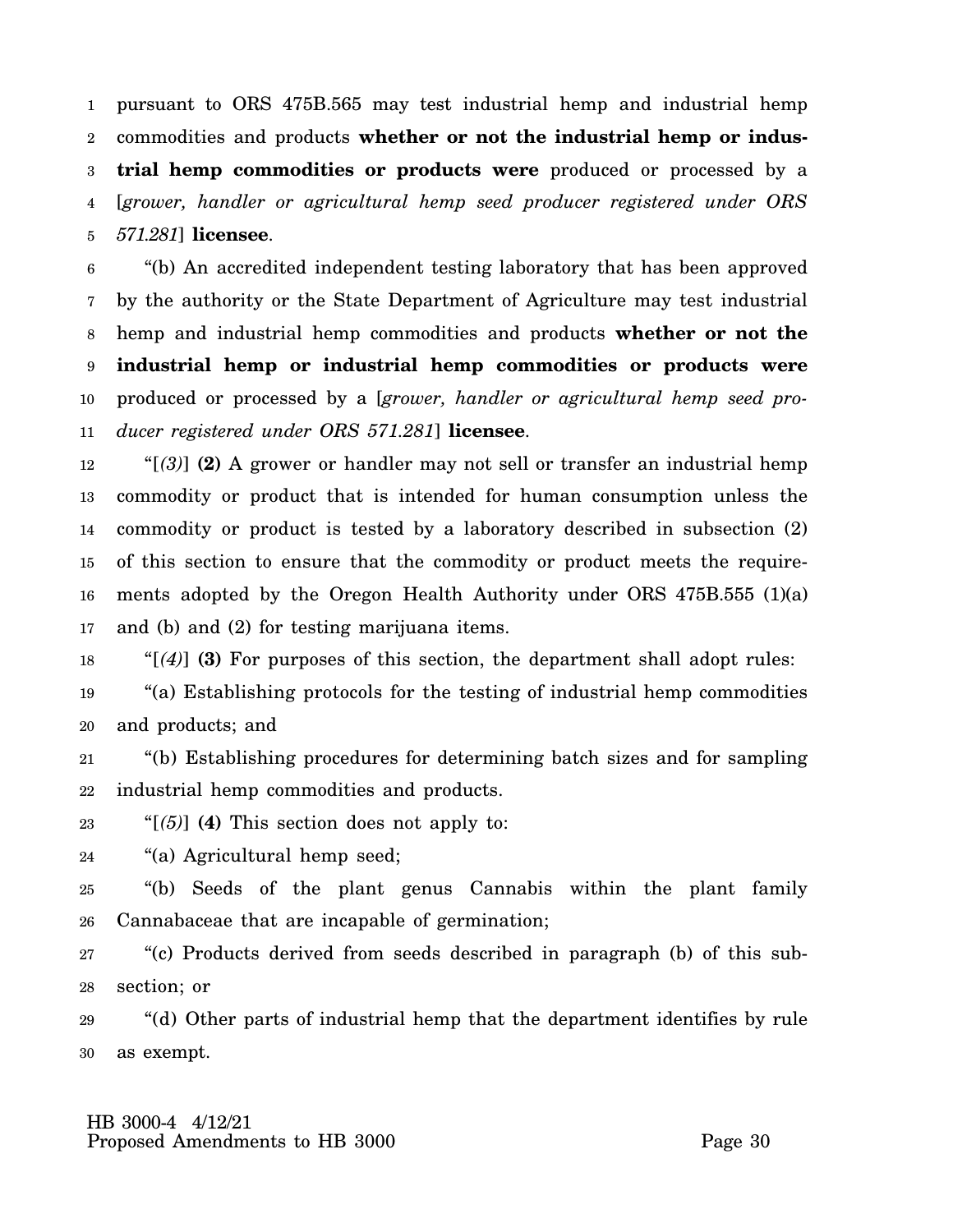pursuant to ORS 475B.565 may test industrial hemp and industrial hemp commodities and products **whether or not the industrial hemp or industrial hemp commodities or products were** produced or processed by a [*grower, handler or agricultural hemp seed producer registered under ORS 571.281*] **licensee**.

"(b) An accredited independent testing laboratory that has been approved by the authority or the State Department of Agriculture may test industrial hemp and industrial hemp commodities and products **whether or not the industrial hemp or industrial hemp commodities or products were** produced or processed by a [*grower, handler or agricultural hemp seed producer registered under ORS 571.281*] **licensee**.

"[*(3)*] **(2)** A grower or handler may not sell or transfer an industrial hemp commodity or product that is intended for human consumption unless the commodity or product is tested by a laboratory described in subsection (2) of this section to ensure that the commodity or product meets the requirements adopted by the Oregon Health Authority under ORS 475B.555 (1)(a) and (b) and (2) for testing marijuana items.

"[*(4)*] **(3)** For purposes of this section, the department shall adopt rules:

"(a) Establishing protocols for the testing of industrial hemp commodities and products; and

"(b) Establishing procedures for determining batch sizes and for sampling industrial hemp commodities and products.

"[*(5)*] **(4)** This section does not apply to:

"(a) Agricultural hemp seed;

"(b) Seeds of the plant genus Cannabis within the plant family Cannabaceae that are incapable of germination;

"(c) Products derived from seeds described in paragraph (b) of this subsection; or

"(d) Other parts of industrial hemp that the department identifies by rule as exempt.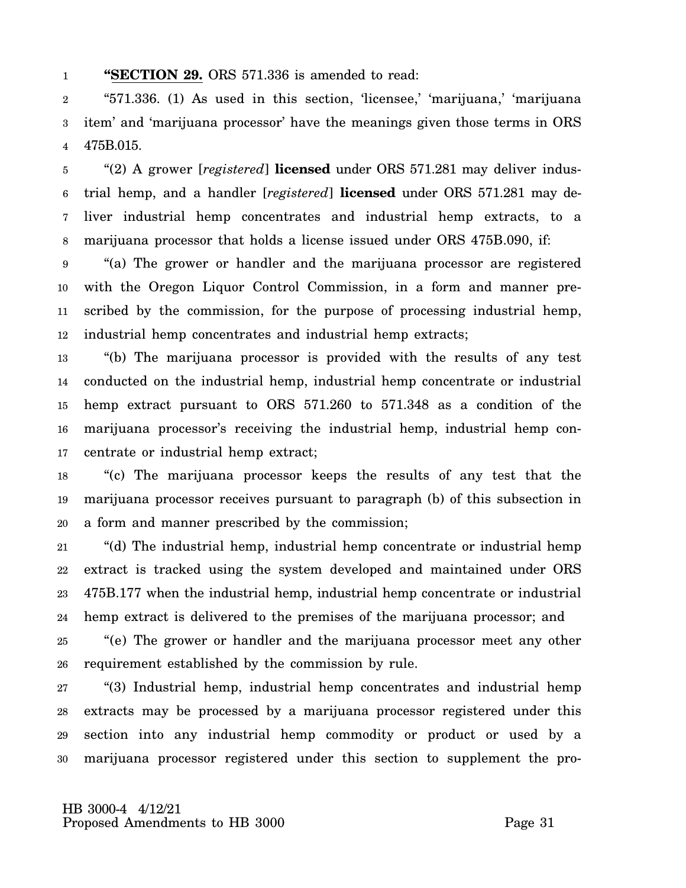"**SECTION 29.** ORS 571.336 is amended to read:

"571.336. (1) As used in this section, 'licensee,' 'marijuana,' 'marijuana item' and 'marijuana processor' have the meanings given those terms in ORS 475B.015.

"(2) A grower [*registered*] **licensed** under ORS 571.281 may deliver industrial hemp, and a handler [*registered*] **licensed** under ORS 571.281 may deliver industrial hemp concentrates and industrial hemp extracts, to a marijuana processor that holds a license issued under ORS 475B.090, if:

"(a) The grower or handler and the marijuana processor are registered with the Oregon Liquor Control Commission, in a form and manner prescribed by the commission, for the purpose of processing industrial hemp, industrial hemp concentrates and industrial hemp extracts;

"(b) The marijuana processor is provided with the results of any test conducted on the industrial hemp, industrial hemp concentrate or industrial hemp extract pursuant to ORS 571.260 to 571.348 as a condition of the marijuana processor's receiving the industrial hemp, industrial hemp concentrate or industrial hemp extract;

"(c) The marijuana processor keeps the results of any test that the marijuana processor receives pursuant to paragraph (b) of this subsection in a form and manner prescribed by the commission;

"(d) The industrial hemp, industrial hemp concentrate or industrial hemp extract is tracked using the system developed and maintained under ORS 475B.177 when the industrial hemp, industrial hemp concentrate or industrial hemp extract is delivered to the premises of the marijuana processor; and

"(e) The grower or handler and the marijuana processor meet any other requirement established by the commission by rule.

"(3) Industrial hemp, industrial hemp concentrates and industrial hemp extracts may be processed by a marijuana processor registered under this section into any industrial hemp commodity or product or used by a marijuana processor registered under this section to supplement the pro-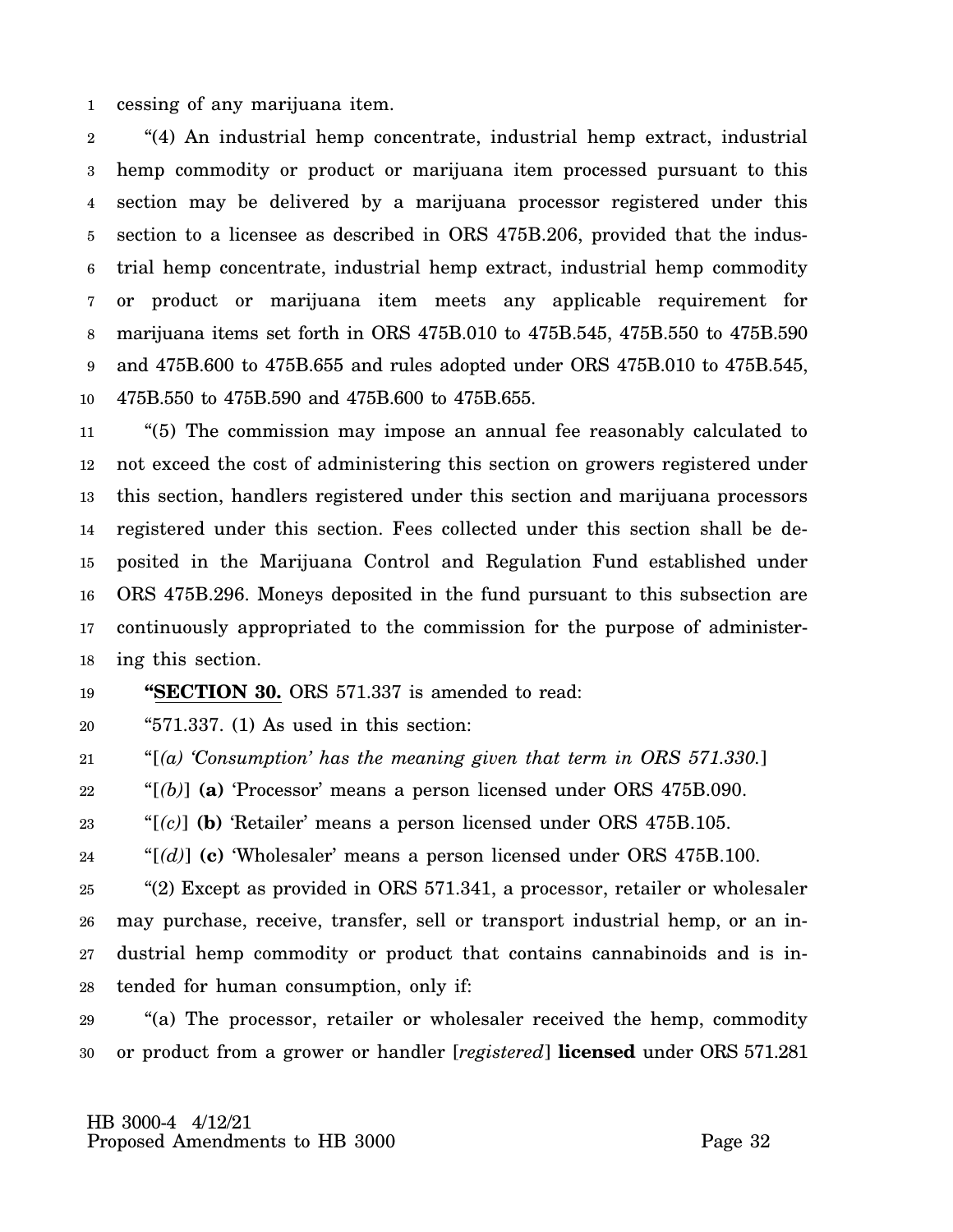cessing of any marijuana item.

"(4) An industrial hemp concentrate, industrial hemp extract, industrial hemp commodity or product or marijuana item processed pursuant to this section may be delivered by a marijuana processor registered under this section to a licensee as described in ORS 475B.206, provided that the industrial hemp concentrate, industrial hemp extract, industrial hemp commodity or product or marijuana item meets any applicable requirement for marijuana items set forth in ORS 475B.010 to 475B.545, 475B.550 to 475B.590 and 475B.600 to 475B.655 and rules adopted under ORS 475B.010 to 475B.545, 475B.550 to 475B.590 and 475B.600 to 475B.655.

"(5) The commission may impose an annual fee reasonably calculated to not exceed the cost of administering this section on growers registered under this section, handlers registered under this section and marijuana processors registered under this section. Fees collected under this section shall be deposited in the Marijuana Control and Regulation Fund established under ORS 475B.296. Moneys deposited in the fund pursuant to this subsection are continuously appropriated to the commission for the purpose of administering this section.

"**SECTION 30.** ORS 571.337 is amended to read:

"571.337. (1) As used in this section:

"[*(a) 'Consumption' has the meaning given that term in ORS 571.330.*]

"[*(b)*] **(a)** 'Processor' means a person licensed under ORS 475B.090.

"[*(c)*] **(b)** 'Retailer' means a person licensed under ORS 475B.105.

"[*(d)*] **(c)** 'Wholesaler' means a person licensed under ORS 475B.100.

"(2) Except as provided in ORS 571.341, a processor, retailer or wholesaler may purchase, receive, transfer, sell or transport industrial hemp, or an industrial hemp commodity or product that contains cannabinoids and is intended for human consumption, only if:

"(a) The processor, retailer or wholesaler received the hemp, commodity or product from a grower or handler [*registered*] **licensed** under ORS 571.281

HB 3000-4 4/12/21
Proposed Amendments to HB 3000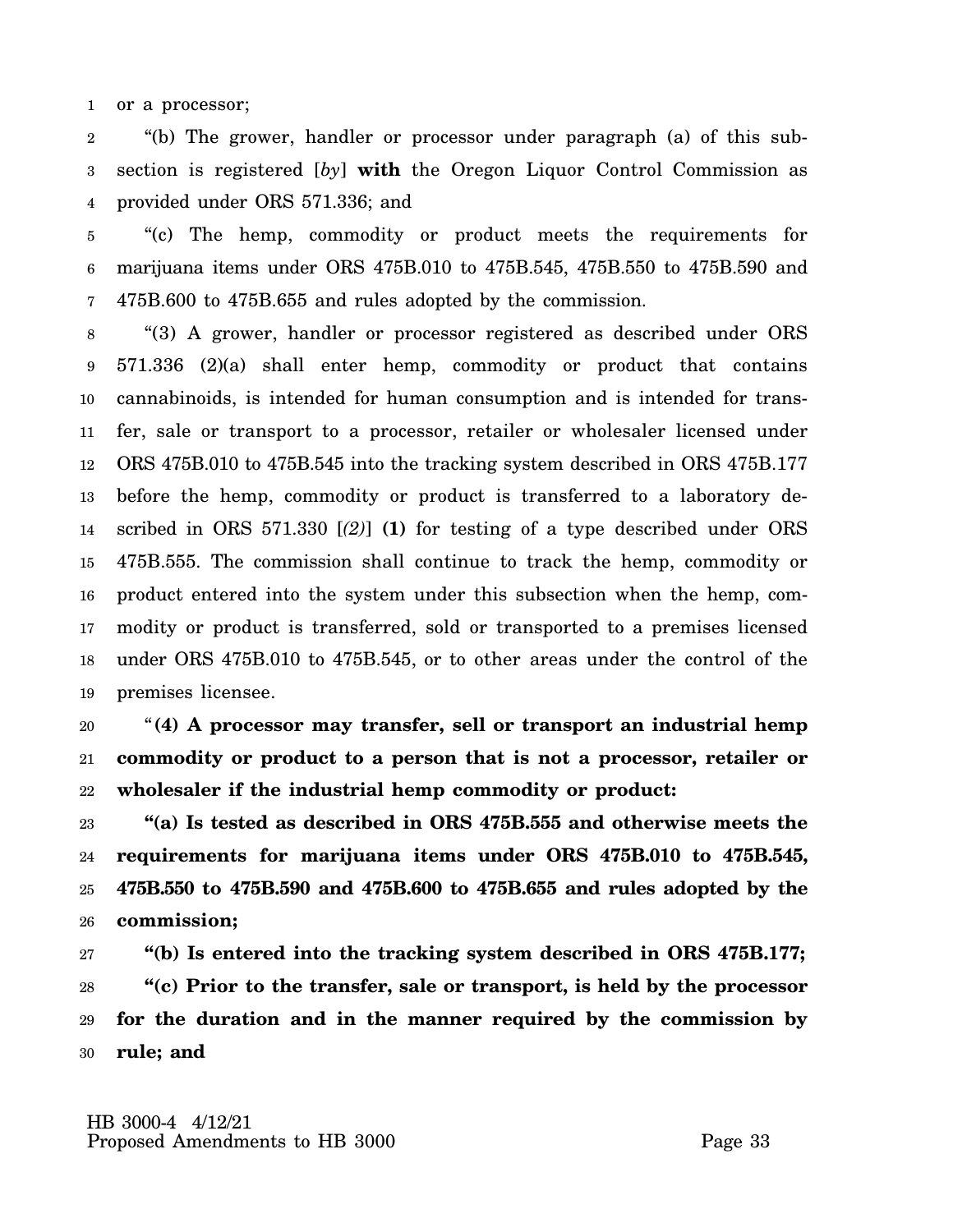or a processor;

"(b) The grower, handler or processor under paragraph (a) of this subsection is registered [*by*] **with** the Oregon Liquor Control Commission as provided under ORS 571.336; and

"(c) The hemp, commodity or product meets the requirements for marijuana items under ORS 475B.010 to 475B.545, 475B.550 to 475B.590 and 475B.600 to 475B.655 and rules adopted by the commission.

"(3) A grower, handler or processor registered as described under ORS 571.336 (2)(a) shall enter hemp, commodity or product that contains cannabinoids, is intended for human consumption and is intended for transfer, sale or transport to a processor, retailer or wholesaler licensed under ORS 475B.010 to 475B.545 into the tracking system described in ORS 475B.177 before the hemp, commodity or product is transferred to a laboratory described in ORS 571.330 [*(2)*] **(1)** for testing of a type described under ORS 475B.555. The commission shall continue to track the hemp, commodity or product entered into the system under this subsection when the hemp, commodity or product is transferred, sold or transported to a premises licensed under ORS 475B.010 to 475B.545, or to other areas under the control of the premises licensee.

"**(4) A processor may transfer, sell or transport an industrial hemp commodity or product to a person that is not a processor, retailer or wholesaler if the industrial hemp commodity or product:**

**"(a) Is tested as described in ORS 475B.555 and otherwise meets the requirements for marijuana items under ORS 475B.010 to 475B.545, 475B.550 to 475B.590 and 475B.600 to 475B.655 and rules adopted by the commission;**

**"(b) Is entered into the tracking system described in ORS 475B.177;**

**"(c) Prior to the transfer, sale or transport, is held by the processor for the duration and in the manner required by the commission by rule; and**

HB 3000-4 4/12/21
Proposed Amendments to HB 3000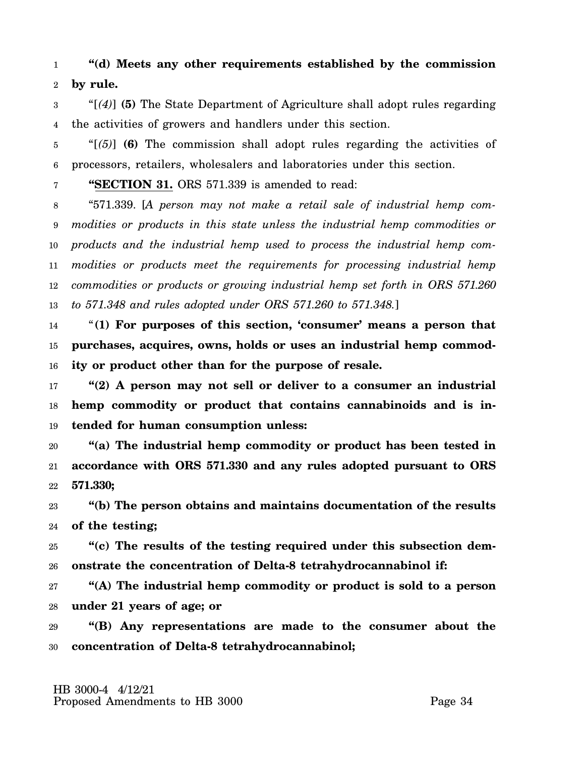**"(d) Meets any other requirements established by the commission by rule.**

"[*(4)*] **(5)** The State Department of Agriculture shall adopt rules regarding the activities of growers and handlers under this section.

"[*(5)*] **(6)** The commission shall adopt rules regarding the activities of processors, retailers, wholesalers and laboratories under this section.

**"SECTION 31.** ORS 571.339 is amended to read:

"571.339. [*A person may not make a retail sale of industrial hemp commodities or products in this state unless the industrial hemp commodities or products and the industrial hemp used to process the industrial hemp commodities or products meet the requirements for processing industrial hemp commodities or products or growing industrial hemp set forth in ORS 571.260 to 571.348 and rules adopted under ORS 571.260 to 571.348.*]

"**(1) For purposes of this section, 'consumer' means a person that purchases, acquires, owns, holds or uses an industrial hemp commodity or product other than for the purpose of resale.**

**"(2) A person may not sell or deliver to a consumer an industrial hemp commodity or product that contains cannabinoids and is intended for human consumption unless:**

**"(a) The industrial hemp commodity or product has been tested in accordance with ORS 571.330 and any rules adopted pursuant to ORS 571.330;**

**"(b) The person obtains and maintains documentation of the results of the testing;**

**"(c) The results of the testing required under this subsection demonstrate the concentration of Delta-8 tetrahydrocannabinol if:**

**"(A) The industrial hemp commodity or product is sold to a person under 21 years of age; or**

**"(B) Any representations are made to the consumer about the concentration of Delta-8 tetrahydrocannabinol;**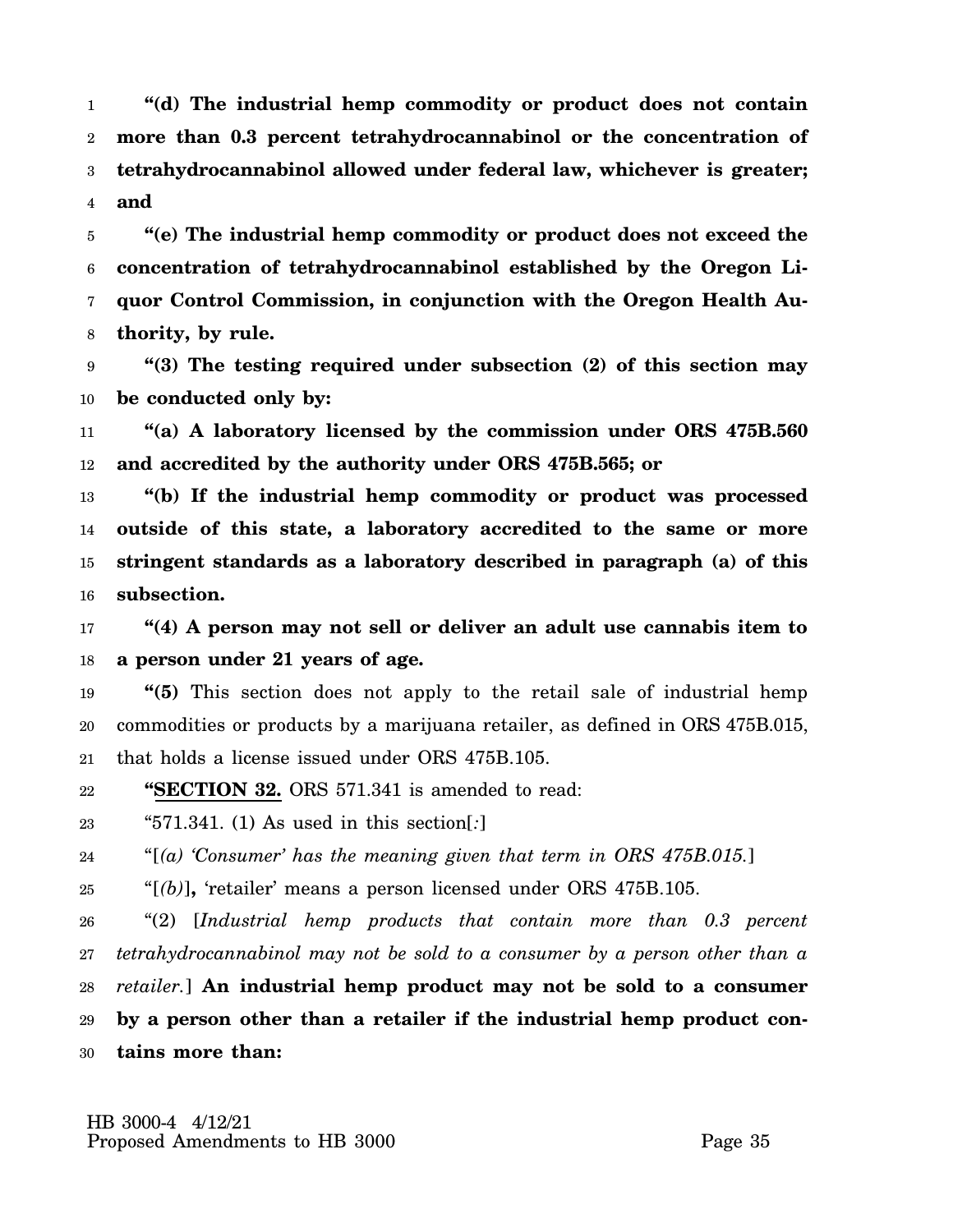**“(d) The industrial hemp commodity or product does not contain more than 0.3 percent tetrahydrocannabinol or the concentration of tetrahydrocannabinol allowed under federal law, whichever is greater; and**

**“(e) The industrial hemp commodity or product does not exceed the concentration of tetrahydrocannabinol established by the Oregon Liquor Control Commission, in conjunction with the Oregon Health Authority, by rule.**

**“(3) The testing required under subsection (2) of this section may be conducted only by:**

**“(a) A laboratory licensed by the commission under ORS 475B.560 and accredited by the authority under ORS 475B.565; or**

**“(b) If the industrial hemp commodity or product was processed outside of this state, a laboratory accredited to the same or more stringent standards as a laboratory described in paragraph (a) of this subsection.**

**“(4) A person may not sell or deliver an adult use cannabis item to a person under 21 years of age.**

**“(5)** This section does not apply to the retail sale of industrial hemp commodities or products by a marijuana retailer, as defined in ORS 475B.015, that holds a license issued under ORS 475B.105.

“**SECTION 32.** ORS 571.341 is amended to read:

“571.341. (1) As used in this section[*:*]

“[*(a) ‘Consumer’ has the meaning given that term in ORS 475B.015.*]

“[*(b)*]**,** ‘retailer’ means a person licensed under ORS 475B.105.

“(2) [*Industrial hemp products that contain more than 0.3 percent tetrahydrocannabinol may not be sold to a consumer by a person other than a retailer.*] **An industrial hemp product may not be sold to a consumer by a person other than a retailer if the industrial hemp product contains more than:**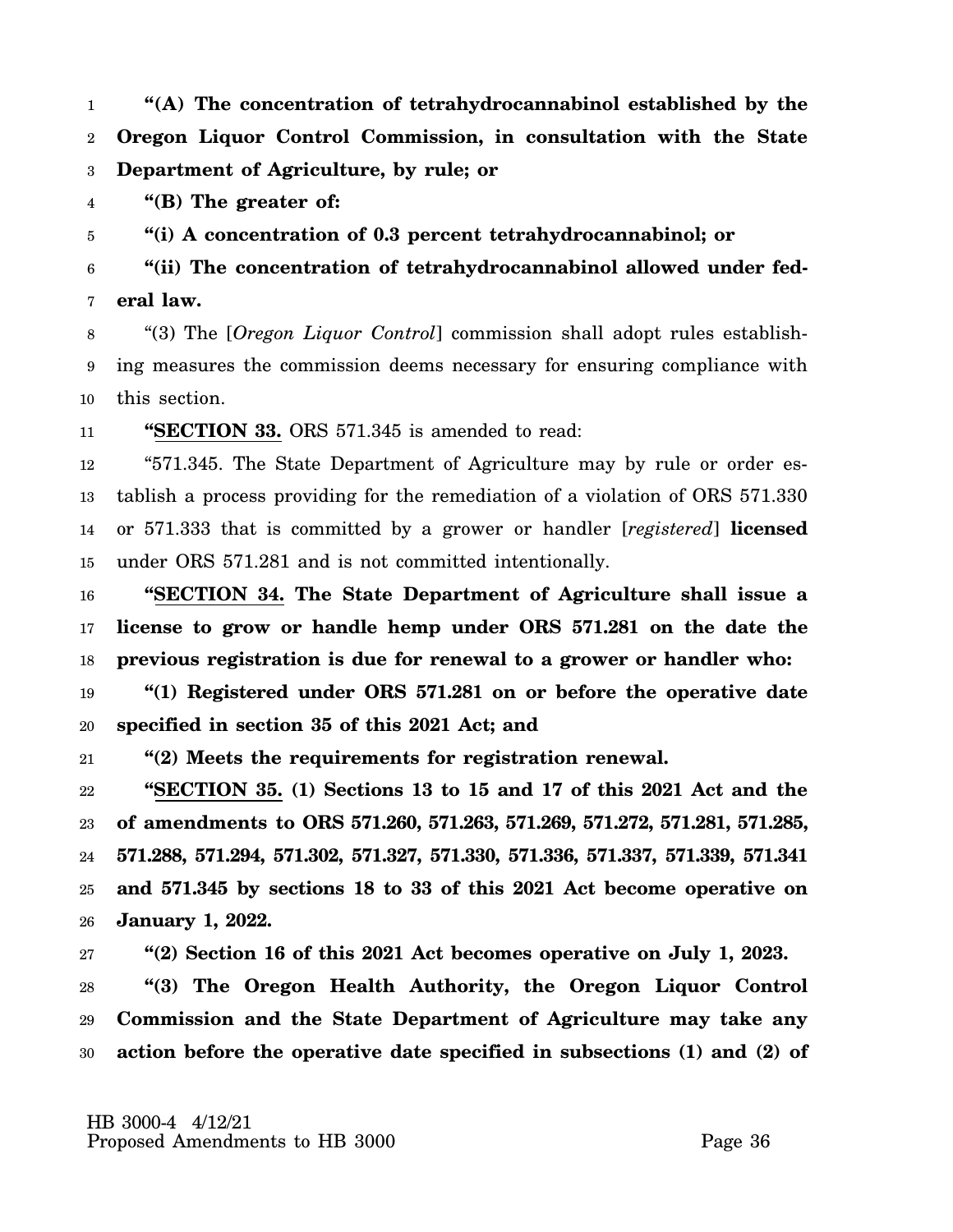**"(A) The concentration of tetrahydrocannabinol established by the Oregon Liquor Control Commission, in consultation with the State Department of Agriculture, by rule; or**

**"(B) The greater of:**

**"(i) A concentration of 0.3 percent tetrahydrocannabinol; or**

**"(ii) The concentration of tetrahydrocannabinol allowed under federal law.**

"(3) The [*Oregon Liquor Control*] commission shall adopt rules establishing measures the commission deems necessary for ensuring compliance with this section.

**"SECTION 33.** ORS 571.345 is amended to read:

"571.345. The State Department of Agriculture may by rule or order establish a process providing for the remediation of a violation of ORS 571.330 or 571.333 that is committed by a grower or handler [*registered*] **licensed** under ORS 571.281 and is not committed intentionally.

**"SECTION 34. The State Department of Agriculture shall issue a license to grow or handle hemp under ORS 571.281 on the date the previous registration is due for renewal to a grower or handler who:**

**"(1) Registered under ORS 571.281 on or before the operative date specified in section 35 of this 2021 Act; and**

**"(2) Meets the requirements for registration renewal.**

**"SECTION 35. (1) Sections 13 to 15 and 17 of this 2021 Act and the of amendments to ORS 571.260, 571.263, 571.269, 571.272, 571.281, 571.285, 571.288, 571.294, 571.302, 571.327, 571.330, 571.336, 571.337, 571.339, 571.341 and 571.345 by sections 18 to 33 of this 2021 Act become operative on January 1, 2022.**

**"(2) Section 16 of this 2021 Act becomes operative on July 1, 2023.**

**"(3) The Oregon Health Authority, the Oregon Liquor Control Commission and the State Department of Agriculture may take any action before the operative date specified in subsections (1) and (2) of**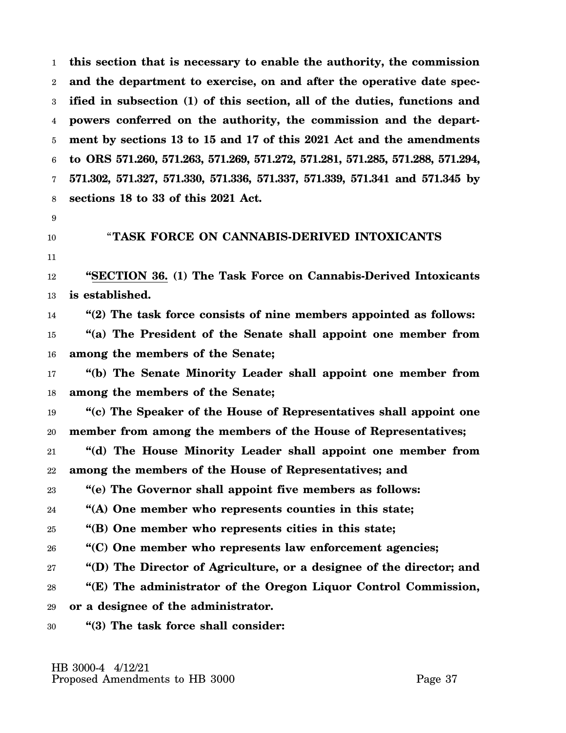**this section that is necessary to enable the authority, the commission and the department to exercise, on and after the operative date specified in subsection (1) of this section, all of the duties, functions and powers conferred on the authority, the commission and the department by sections 13 to 15 and 17 of this 2021 Act and the amendments to ORS 571.260, 571.263, 571.269, 571.272, 571.281, 571.285, 571.288, 571.294, 571.302, 571.327, 571.330, 571.336, 571.337, 571.339, 571.341 and 571.345 by sections 18 to 33 of this 2021 Act.**

"**TASK FORCE ON CANNABIS-DERIVED INTOXICANTS**

"**SECTION 36. (1) The Task Force on Cannabis-Derived Intoxicants is established.**

**"(2) The task force consists of nine members appointed as follows:**

**"(a) The President of the Senate shall appoint one member from among the members of the Senate;**

**"(b) The Senate Minority Leader shall appoint one member from among the members of the Senate;**

**"(c) The Speaker of the House of Representatives shall appoint one member from among the members of the House of Representatives;**

**"(d) The House Minority Leader shall appoint one member from among the members of the House of Representatives; and**

**"(e) The Governor shall appoint five members as follows:**

**"(A) One member who represents counties in this state;**

**"(B) One member who represents cities in this state;**

**"(C) One member who represents law enforcement agencies;**

**"(D) The Director of Agriculture, or a designee of the director; and**

**"(E) The administrator of the Oregon Liquor Control Commission, or a designee of the administrator.**

**"(3) The task force shall consider:**

HB 3000-4 4/12/21
Proposed Amendments to HB 3000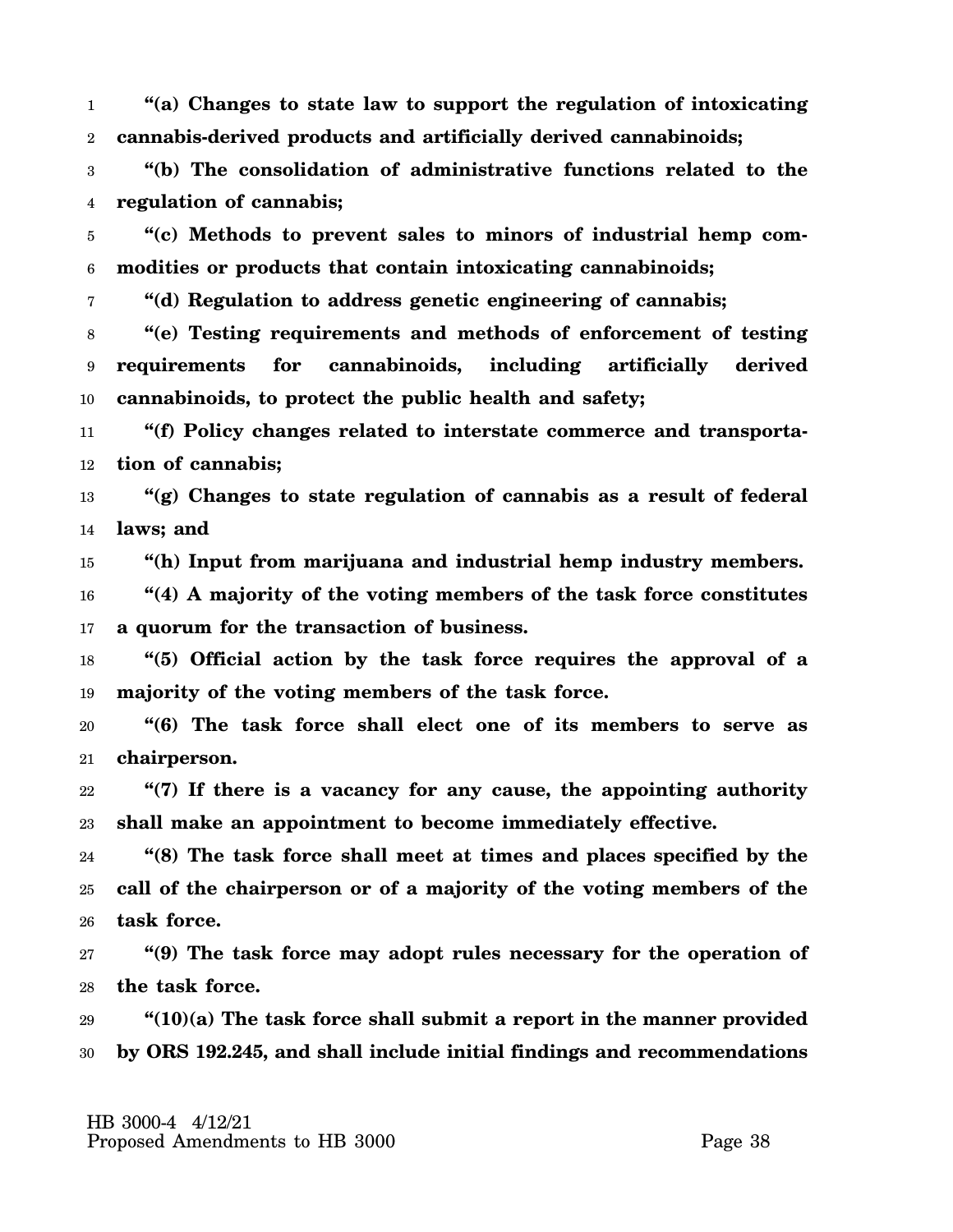**"(a) Changes to state law to support the regulation of intoxicating cannabis-derived products and artificially derived cannabinoids;**

**"(b) The consolidation of administrative functions related to the regulation of cannabis;**

**"(c) Methods to prevent sales to minors of industrial hemp commodities or products that contain intoxicating cannabinoids;**

**"(d) Regulation to address genetic engineering of cannabis;**

**"(e) Testing requirements and methods of enforcement of testing requirements for cannabinoids, including artificially derived cannabinoids, to protect the public health and safety;**

**"(f) Policy changes related to interstate commerce and transportation of cannabis;**

**"(g) Changes to state regulation of cannabis as a result of federal laws; and**

**"(h) Input from marijuana and industrial hemp industry members.**

**"(4) A majority of the voting members of the task force constitutes a quorum for the transaction of business.**

**"(5) Official action by the task force requires the approval of a majority of the voting members of the task force.**

**"(6) The task force shall elect one of its members to serve as chairperson.**

**"(7) If there is a vacancy for any cause, the appointing authority shall make an appointment to become immediately effective.**

**"(8) The task force shall meet at times and places specified by the call of the chairperson or of a majority of the voting members of the task force.**

**"(9) The task force may adopt rules necessary for the operation of the task force.**

**"(10)(a) The task force shall submit a report in the manner provided by ORS 192.245, and shall include initial findings and recommendations**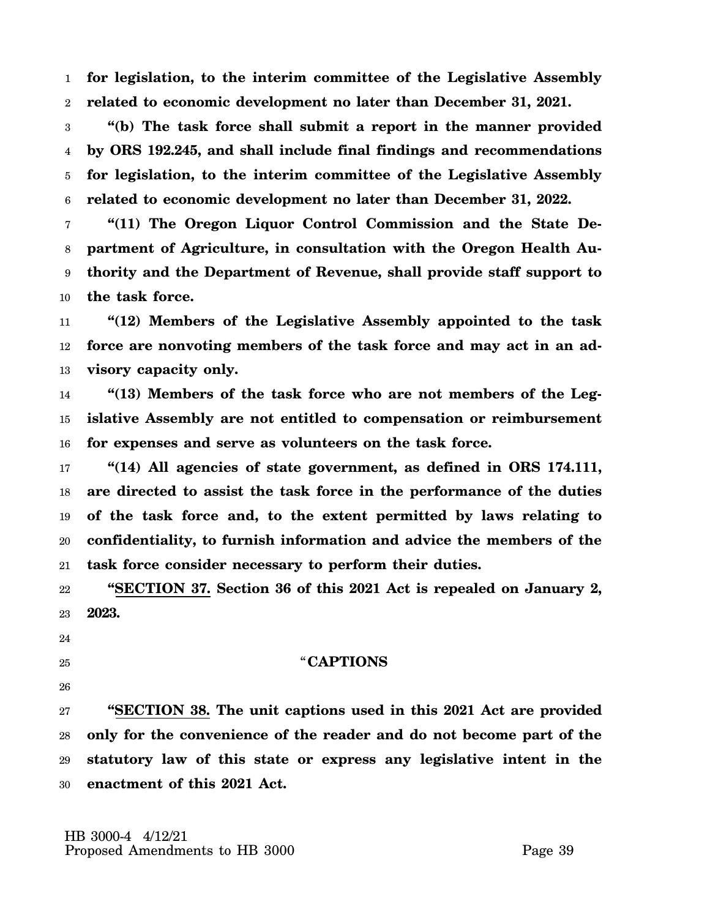**for legislation, to the interim committee of the Legislative Assembly related to economic development no later than December 31, 2021.**

**"(b) The task force shall submit a report in the manner provided by ORS 192.245, and shall include final findings and recommendations for legislation, to the interim committee of the Legislative Assembly related to economic development no later than December 31, 2022.**

**"(11) The Oregon Liquor Control Commission and the State Department of Agriculture, in consultation with the Oregon Health Authority and the Department of Revenue, shall provide staff support to the task force.**

**"(12) Members of the Legislative Assembly appointed to the task force are nonvoting members of the task force and may act in an advisory capacity only.**

**"(13) Members of the task force who are not members of the Legislative Assembly are not entitled to compensation or reimbursement for expenses and serve as volunteers on the task force.**

**"(14) All agencies of state government, as defined in ORS 174.111, are directed to assist the task force in the performance of the duties of the task force and, to the extent permitted by laws relating to confidentiality, to furnish information and advice the members of the task force consider necessary to perform their duties.**

**"<u>SECTION 37.</u> Section 36 of this 2021 Act is repealed on January 2, 2023.**

**"CAPTIONS**

**"<u>SECTION 38.</u> The unit captions used in this 2021 Act are provided only for the convenience of the reader and do not become part of the statutory law of this state or express any legislative intent in the enactment of this 2021 Act.**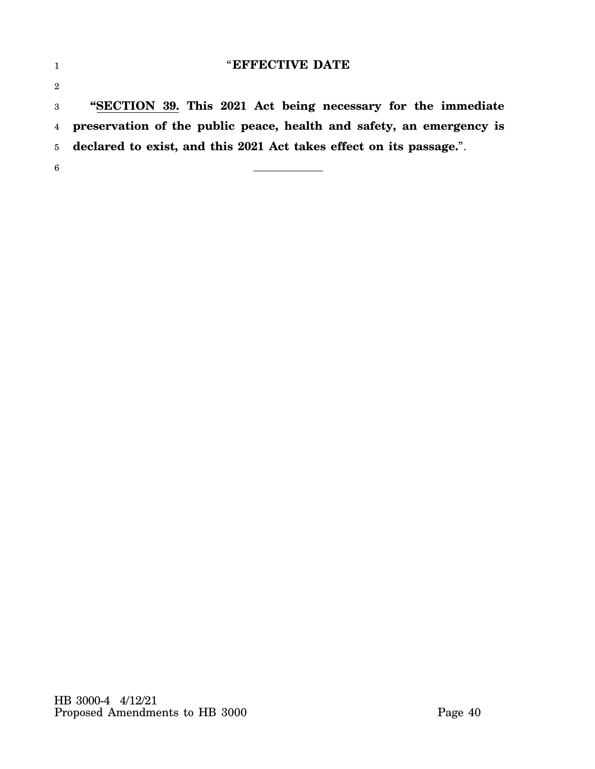"**EFFECTIVE DATE**

**"SECTION 39. This 2021 Act being necessary for the immediate preservation of the public peace, health and safety, an emergency is declared to exist, and this 2021 Act takes effect on its passage.**".